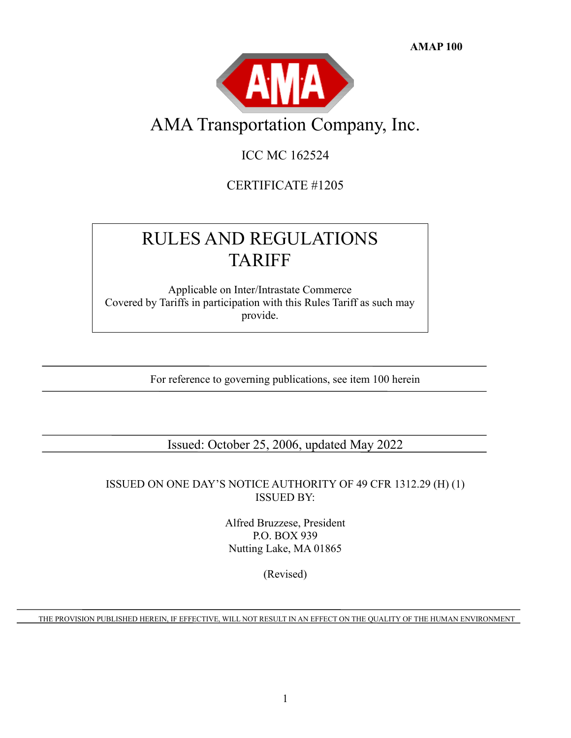**AMAP 100**

AMA

# AMA Transportation Company, Inc.

ICC MC 162524

CERTIFICATE #1205

## RULES AND REGULATIONS TARIFF

Applicable on Inter/Intrastate Commerce
Covered by Tariffs in participation with this Rules Tariff as such may provide.

---

For reference to governing publications, see item 100 herein

---

Issued: October 25, 2006, updated May 2022

---

ISSUED ON ONE DAY'S NOTICE AUTHORITY OF 49 CFR 1312.29 (H) (1)
ISSUED BY:

Alfred Bruzzese, President
P.O. BOX 939
Nutting Lake, MA 01865

(Revised)

---

THE PROVISION PUBLISHED HEREIN, IF EFFECTIVE, WILL NOT RESULT IN AN EFFECT ON THE QUALITY OF THE HUMAN ENVIRONMENT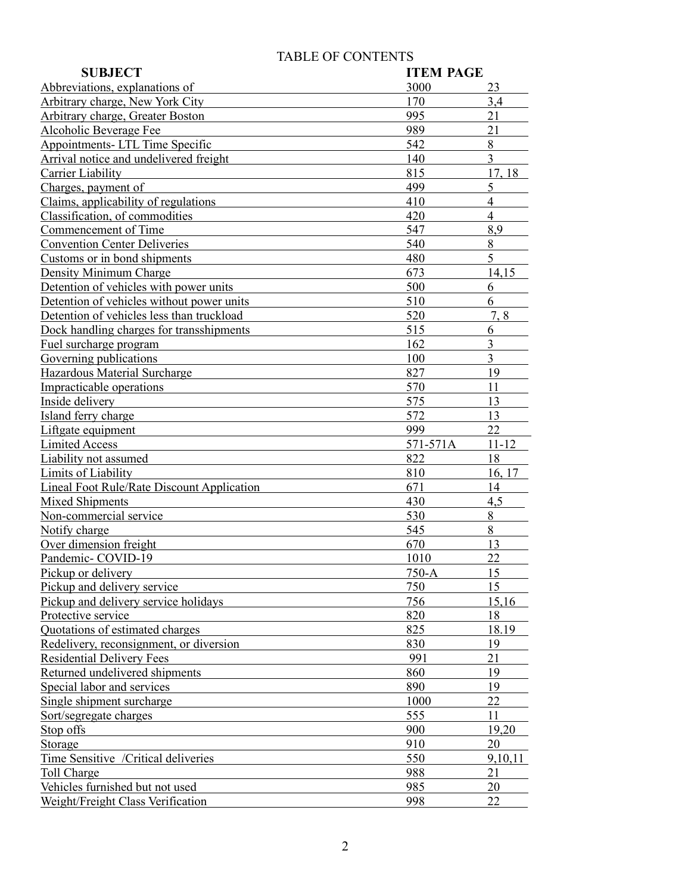# TABLE OF CONTENTS

| SUBJECT | ITEM | PAGE |
|---|---|---|
| Abbreviations, explanations of | 3000 | 23 |
| Arbitrary charge, New York City | 170 | 3,4 |
| Arbitrary charge, Greater Boston | 995 | 21 |
| Alcoholic Beverage Fee | 989 | 21 |
| Appointments- LTL Time Specific | 542 | 8 |
| Arrival notice and undelivered freight | 140 | 3 |
| Carrier Liability | 815 | 17, 18 |
| Charges, payment of | 499 | 5 |
| Claims, applicability of regulations | 410 | 4 |
| Classification, of commodities | 420 | 4 |
| Commencement of Time | 547 | 8,9 |
| Convention Center Deliveries | 540 | 8 |
| Customs or in bond shipments | 480 | 5 |
| Density Minimum Charge | 673 | 14,15 |
| Detention of vehicles with power units | 500 | 6 |
| Detention of vehicles without power units | 510 | 6 |
| Detention of vehicles less than truckload | 520 | 7, 8 |
| Dock handling charges for transshipments | 515 | 6 |
| Fuel surcharge program | 162 | 3 |
| Governing publications | 100 | 3 |
| Hazardous Material Surcharge | 827 | 19 |
| Impracticable operations | 570 | 11 |
| Inside delivery | 575 | 13 |
| Island ferry charge | 572 | 13 |
| Liftgate equipment | 999 | 22 |
| Limited Access | 571-571A | 11-12 |
| Liability not assumed | 822 | 18 |
| Limits of Liability | 810 | 16, 17 |
| Lineal Foot Rule/Rate Discount Application | 671 | 14 |
| Mixed Shipments | 430 | 4,5 |
| Non-commercial service | 530 | 8 |
| Notify charge | 545 | 8 |
| Over dimension freight | 670 | 13 |
| Pandemic- COVID-19 | 1010 | 22 |
| Pickup or delivery | 750-A | 15 |
| Pickup and delivery service | 750 | 15 |
| Pickup and delivery service holidays | 756 | 15,16 |
| Protective service | 820 | 18 |
| Quotations of estimated charges | 825 | 18.19 |
| Redelivery, reconsignment, or diversion | 830 | 19 |
| Residential Delivery Fees | 991 | 21 |
| Returned undelivered shipments | 860 | 19 |
| Special labor and services | 890 | 19 |
| Single shipment surcharge | 1000 | 22 |
| Sort/segregate charges | 555 | 11 |
| Stop offs | 900 | 19,20 |
| Storage | 910 | 20 |
| Time Sensitive /Critical deliveries | 550 | 9,10,11 |
| Toll Charge | 988 | 21 |
| Vehicles furnished but not used | 985 | 20 |
| Weight/Freight Class Verification | 998 | 22 |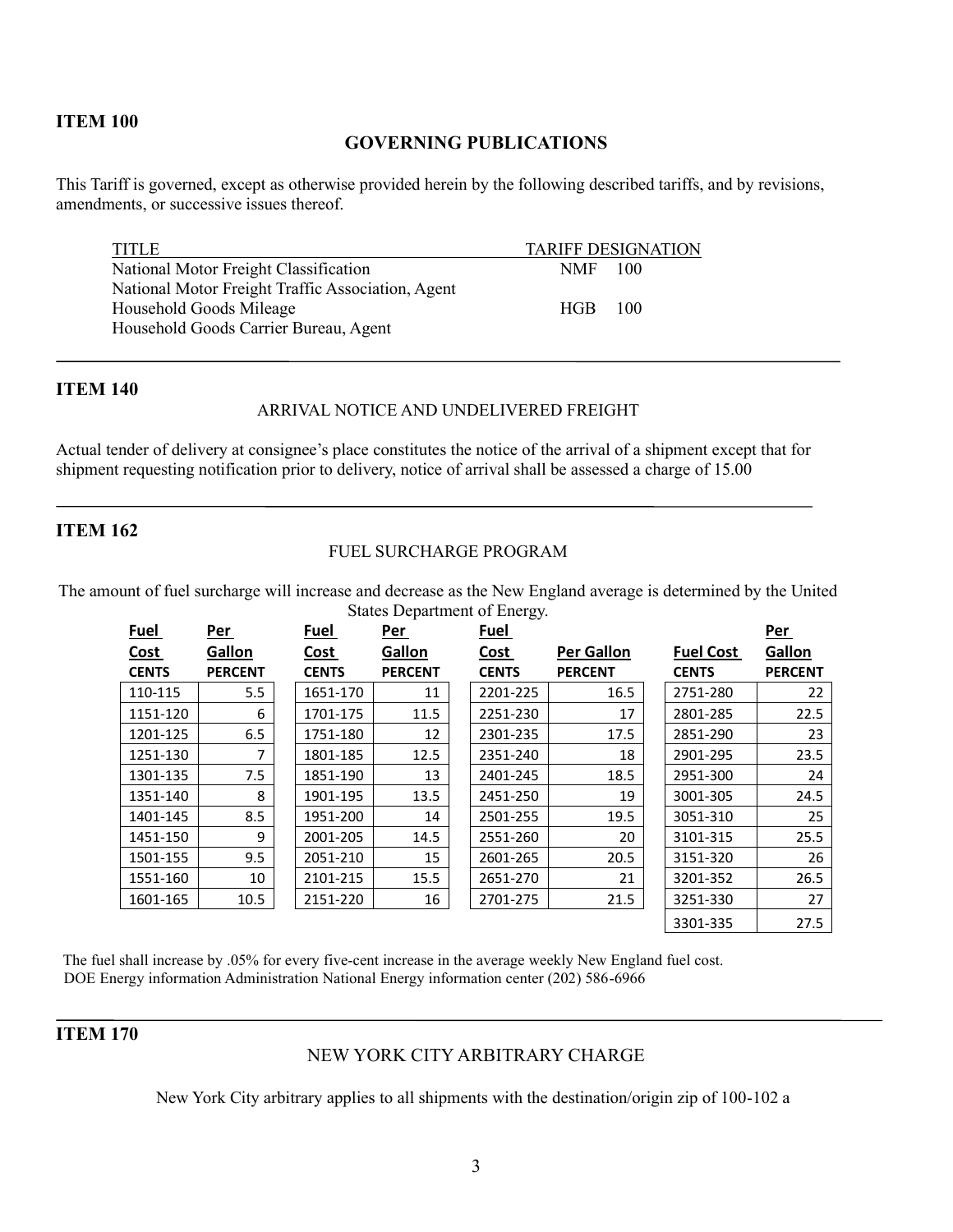**ITEM 100**

## GOVERNING PUBLICATIONS

This Tariff is governed, except as otherwise provided herein by the following described tariffs, and by revisions, amendments, or successive issues thereof.

| TITLE | TARIFF DESIGNATION |
|---|---|
| National Motor Freight Classification<br>National Motor Freight Traffic Association, Agent | NMF 100 |
| Household Goods Mileage<br>Household Goods Carrier Bureau, Agent | HGB 100 |

**ITEM 140**

ARRIVAL NOTICE AND UNDELIVERED FREIGHT

Actual tender of delivery at consignee's place constitutes the notice of the arrival of a shipment except that for shipment requesting notification prior to delivery, notice of arrival shall be assessed a charge of 15.00

**ITEM 162**

FUEL SURCHARGE PROGRAM

The amount of fuel surcharge will increase and decrease as the New England average is determined by the United States Department of Energy.

| Fuel Cost CENTS | Per Gallon PERCENT | Fuel Cost CENTS | Per Gallon PERCENT | Fuel Cost CENTS | Per Gallon PERCENT | Fuel Cost CENTS | Per Gallon PERCENT |
|---|---|---|---|---|---|---|---|
| 110-115 | 5.5 | 1651-170 | 11 | 2201-225 | 16.5 | 2751-280 | 22 |
| 1151-120 | 6 | 1701-175 | 11.5 | 2251-230 | 17 | 2801-285 | 22.5 |
| 1201-125 | 6.5 | 1751-180 | 12 | 2301-235 | 17.5 | 2851-290 | 23 |
| 1251-130 | 7 | 1801-185 | 12.5 | 2351-240 | 18 | 2901-295 | 23.5 |
| 1301-135 | 7.5 | 1851-190 | 13 | 2401-245 | 18.5 | 2951-300 | 24 |
| 1351-140 | 8 | 1901-195 | 13.5 | 2451-250 | 19 | 3001-305 | 24.5 |
| 1401-145 | 8.5 | 1951-200 | 14 | 2501-255 | 19.5 | 3051-310 | 25 |
| 1451-150 | 9 | 2001-205 | 14.5 | 2551-260 | 20 | 3101-315 | 25.5 |
| 1501-155 | 9.5 | 2051-210 | 15 | 2601-265 | 20.5 | 3151-320 | 26 |
| 1551-160 | 10 | 2101-215 | 15.5 | 2651-270 | 21 | 3201-352 | 26.5 |
| 1601-165 | 10.5 | 2151-220 | 16 | 2701-275 | 21.5 | 3251-330 | 27 |
| | | | | | | 3301-335 | 27.5 |

The fuel shall increase by .05% for every five-cent increase in the average weekly New England fuel cost.
DOE Energy information Administration National Energy information center (202) 586-6966

**ITEM 170**

NEW YORK CITY ARBITRARY CHARGE

New York City arbitrary applies to all shipments with the destination/origin zip of 100-102 a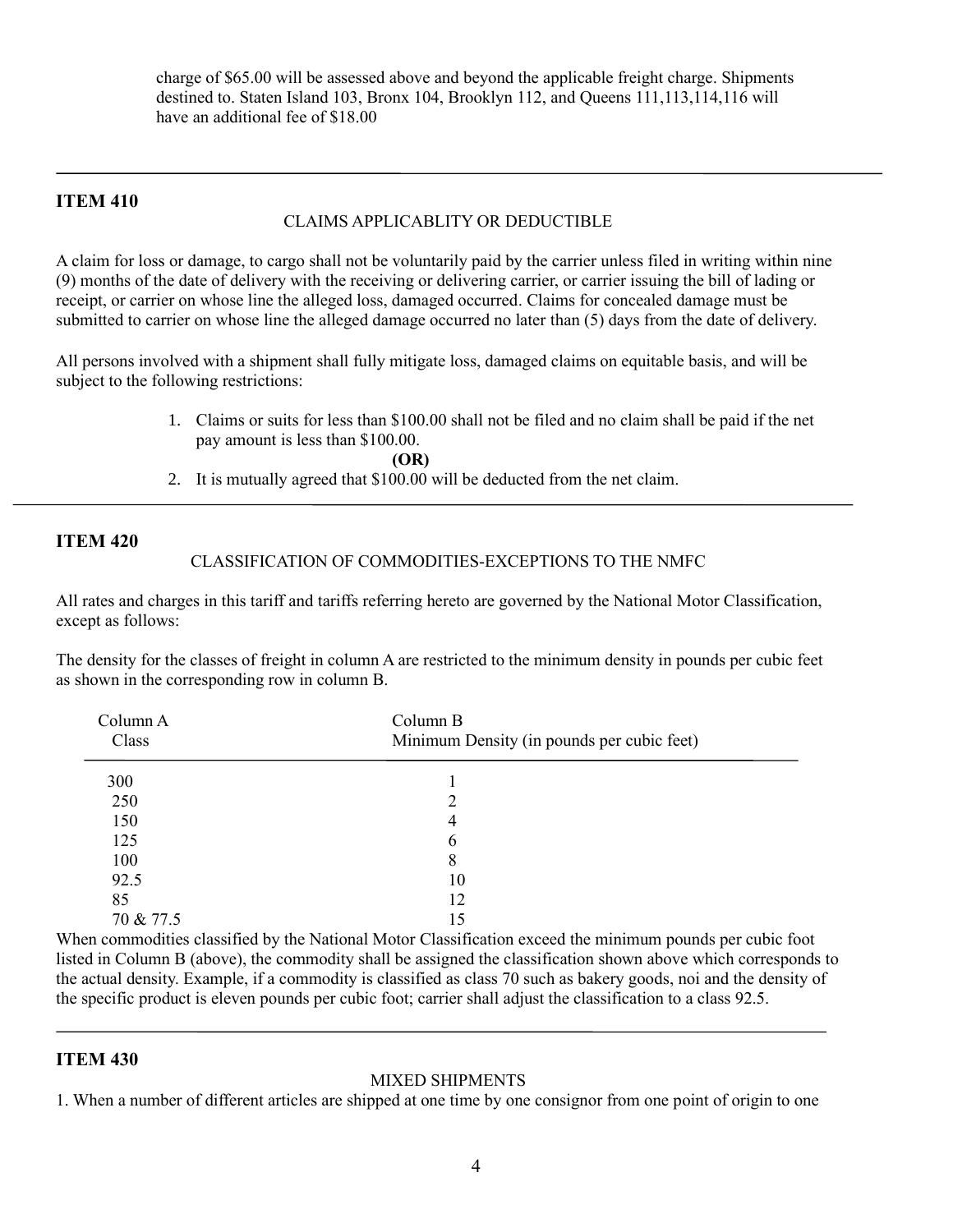charge of $65.00 will be assessed above and beyond the applicable freight charge. Shipments destined to. Staten Island 103, Bronx 104, Brooklyn 112, and Queens 111,113,114,116 will have an additional fee of $18.00

---

## ITEM 410

CLAIMS APPLICABLITY OR DEDUCTIBLE

A claim for loss or damage, to cargo shall not be voluntarily paid by the carrier unless filed in writing within nine (9) months of the date of delivery with the receiving or delivering carrier, or carrier issuing the bill of lading or receipt, or carrier on whose line the alleged loss, damaged occurred. Claims for concealed damage must be submitted to carrier on whose line the alleged damage occurred no later than (5) days from the date of delivery.

All persons involved with a shipment shall fully mitigate loss, damaged claims on equitable basis, and will be subject to the following restrictions:

1. Claims or suits for less than $100.00 shall not be filed and no claim shall be paid if the net pay amount is less than $100.00.

   **(OR)**

2. It is mutually agreed that $100.00 will be deducted from the net claim.

---

## ITEM 420

CLASSIFICATION OF COMMODITIES-EXCEPTIONS TO THE NMFC

All rates and charges in this tariff and tariffs referring hereto are governed by the National Motor Classification, except as follows:

The density for the classes of freight in column A are restricted to the minimum density in pounds per cubic feet as shown in the corresponding row in column B.

| Column A<br>Class | Column B<br>Minimum Density (in pounds per cubic feet) |
|---|---|
| 300 | 1 |
| 250 | 2 |
| 150 | 4 |
| 125 | 6 |
| 100 | 8 |
| 92.5 | 10 |
| 85 | 12 |
| 70 & 77.5 | 15 |

When commodities classified by the National Motor Classification exceed the minimum pounds per cubic foot listed in Column B (above), the commodity shall be assigned the classification shown above which corresponds to the actual density. Example, if a commodity is classified as class 70 such as bakery goods, noi and the density of the specific product is eleven pounds per cubic foot; carrier shall adjust the classification to a class 92.5.

---

## ITEM 430

MIXED SHIPMENTS

1. When a number of different articles are shipped at one time by one consignor from one point of origin to one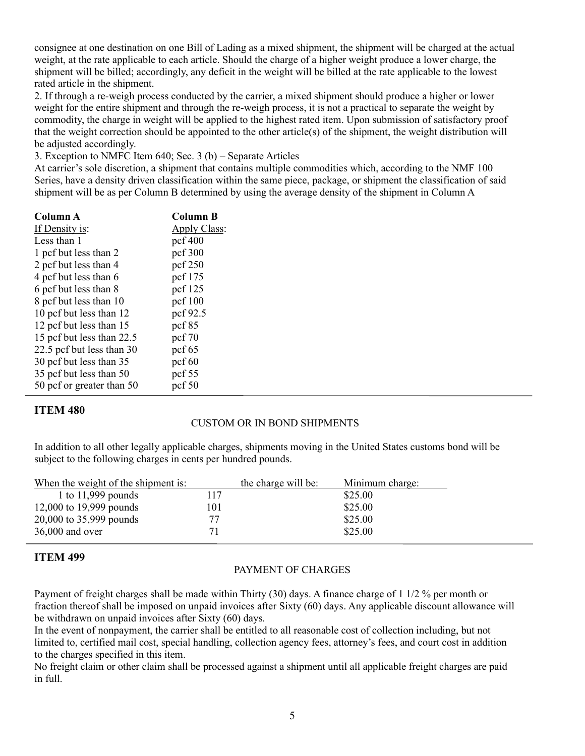consignee at one destination on one Bill of Lading as a mixed shipment, the shipment will be charged at the actual weight, at the rate applicable to each article. Should the charge of a higher weight produce a lower charge, the shipment will be billed; accordingly, any deficit in the weight will be billed at the rate applicable to the lowest rated article in the shipment.

2. If through a re-weigh process conducted by the carrier, a mixed shipment should produce a higher or lower weight for the entire shipment and through the re-weigh process, it is not a practical to separate the weight by commodity, the charge in weight will be applied to the highest rated item. Upon submission of satisfactory proof that the weight correction should be appointed to the other article(s) of the shipment, the weight distribution will be adjusted accordingly.

3. Exception to NMFC Item 640; Sec. 3 (b) – Separate Articles

At carrier's sole discretion, a shipment that contains multiple commodities which, according to the NMF 100 Series, have a density driven classification within the same piece, package, or shipment the classification of said shipment will be as per Column B determined by using the average density of the shipment in Column A

| **Column A** | **Column B** |
|---|---|
| If Density is: | Apply Class: |
| Less than 1 | pcf 400 |
| 1 pcf but less than 2 | pcf 300 |
| 2 pcf but less than 4 | pcf 250 |
| 4 pcf but less than 6 | pcf 175 |
| 6 pcf but less than 8 | pcf 125 |
| 8 pcf but less than 10 | pcf 100 |
| 10 pcf but less than 12 | pcf 92.5 |
| 12 pcf but less than 15 | pcf 85 |
| 15 pcf but less than 22.5 | pcf 70 |
| 22.5 pcf but less than 30 | pcf 65 |
| 30 pcf but less than 35 | pcf 60 |
| 35 pcf but less than 50 | pcf 55 |
| 50 pcf or greater than 50 | pcf 50 |

## ITEM 480

CUSTOM OR IN BOND SHIPMENTS

In addition to all other legally applicable charges, shipments moving in the United States customs bond will be subject to the following charges in cents per hundred pounds.

| When the weight of the shipment is: | the charge will be: | Minimum charge: |
|---|---|---|
| 1 to 11,999 pounds | 117 | $25.00 |
| 12,000 to 19,999 pounds | 101 | $25.00 |
| 20,000 to 35,999 pounds | 77 | $25.00 |
| 36,000 and over | 71 | $25.00 |

## ITEM 499

PAYMENT OF CHARGES

Payment of freight charges shall be made within Thirty (30) days. A finance charge of 1 1/2 % per month or fraction thereof shall be imposed on unpaid invoices after Sixty (60) days. Any applicable discount allowance will be withdrawn on unpaid invoices after Sixty (60) days.

In the event of nonpayment, the carrier shall be entitled to all reasonable cost of collection including, but not limited to, certified mail cost, special handling, collection agency fees, attorney's fees, and court cost in addition to the charges specified in this item.

No freight claim or other claim shall be processed against a shipment until all applicable freight charges are paid in full.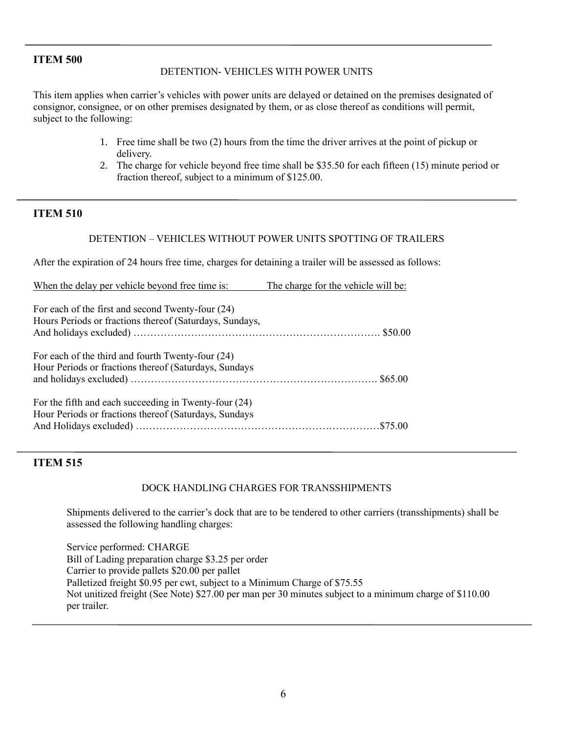## ITEM 500

DETENTION- VEHICLES WITH POWER UNITS

This item applies when carrier's vehicles with power units are delayed or detained on the premises designated of consignor, consignee, or on other premises designated by them, or as close thereof as conditions will permit, subject to the following:

1. Free time shall be two (2) hours from the time the driver arrives at the point of pickup or delivery.
2. The charge for vehicle beyond free time shall be $35.50 for each fifteen (15) minute period or fraction thereof, subject to a minimum of $125.00.

---

## ITEM 510

DETENTION – VEHICLES WITHOUT POWER UNITS SPOTTING OF TRAILERS

After the expiration of 24 hours free time, charges for detaining a trailer will be assessed as follows:

| When the delay per vehicle beyond free time is: | The charge for the vehicle will be: |
|---|---|
| For each of the first and second Twenty-four (24) Hours Periods or fractions thereof (Saturdays, Sundays, And holidays excluded) | $50.00 |
| For each of the third and fourth Twenty-four (24) Hour Periods or fractions thereof (Saturdays, Sundays and holidays excluded) | $65.00 |
| For the fifth and each succeeding in Twenty-four (24) Hour Periods or fractions thereof (Saturdays, Sundays And Holidays excluded) | $75.00 |

---

## ITEM 515

DOCK HANDLING CHARGES FOR TRANSSHIPMENTS

Shipments delivered to the carrier's dock that are to be tendered to other carriers (transshipments) shall be assessed the following handling charges:

Service performed: CHARGE
Bill of Lading preparation charge $3.25 per order
Carrier to provide pallets $20.00 per pallet
Palletized freight $0.95 per cwt, subject to a Minimum Charge of $75.55
Not unitized freight (See Note) $27.00 per man per 30 minutes subject to a minimum charge of $110.00 per trailer.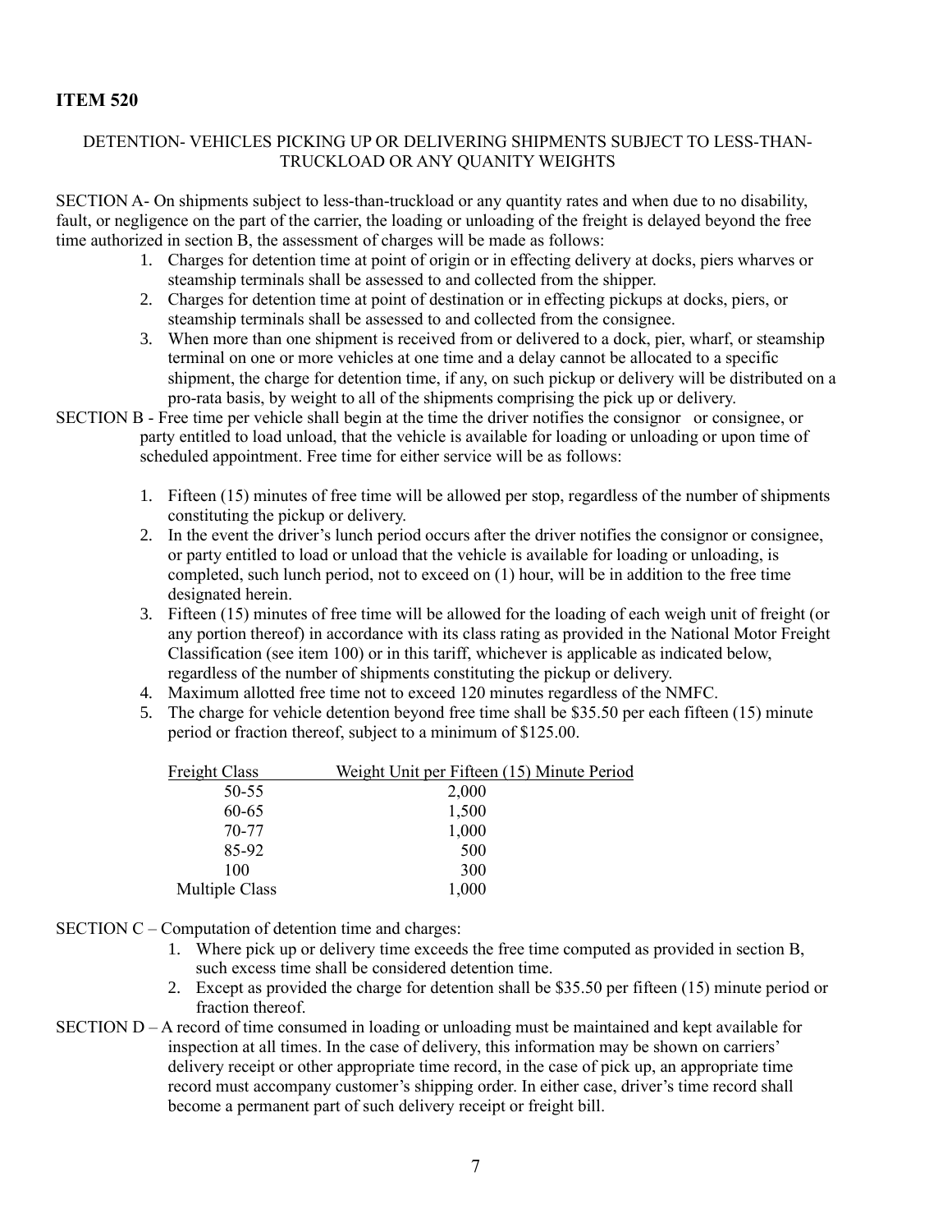## ITEM 520

DETENTION- VEHICLES PICKING UP OR DELIVERING SHIPMENTS SUBJECT TO LESS-THAN-TRUCKLOAD OR ANY QUANITY WEIGHTS

SECTION A- On shipments subject to less-than-truckload or any quantity rates and when due to no disability, fault, or negligence on the part of the carrier, the loading or unloading of the freight is delayed beyond the free time authorized in section B, the assessment of charges will be made as follows:

1. Charges for detention time at point of origin or in effecting delivery at docks, piers wharves or steamship terminals shall be assessed to and collected from the shipper.
2. Charges for detention time at point of destination or in effecting pickups at docks, piers, or steamship terminals shall be assessed to and collected from the consignee.
3. When more than one shipment is received from or delivered to a dock, pier, wharf, or steamship terminal on one or more vehicles at one time and a delay cannot be allocated to a specific shipment, the charge for detention time, if any, on such pickup or delivery will be distributed on a pro-rata basis, by weight to all of the shipments comprising the pick up or delivery.

SECTION B - Free time per vehicle shall begin at the time the driver notifies the consignor or consignee, or party entitled to load unload, that the vehicle is available for loading or unloading or upon time of scheduled appointment. Free time for either service will be as follows:

1. Fifteen (15) minutes of free time will be allowed per stop, regardless of the number of shipments constituting the pickup or delivery.
2. In the event the driver's lunch period occurs after the driver notifies the consignor or consignee, or party entitled to load or unload that the vehicle is available for loading or unloading, is completed, such lunch period, not to exceed on (1) hour, will be in addition to the free time designated herein.
3. Fifteen (15) minutes of free time will be allowed for the loading of each weigh unit of freight (or any portion thereof) in accordance with its class rating as provided in the National Motor Freight Classification (see item 100) or in this tariff, whichever is applicable as indicated below, regardless of the number of shipments constituting the pickup or delivery.
4. Maximum allotted free time not to exceed 120 minutes regardless of the NMFC.
5. The charge for vehicle detention beyond free time shall be $35.50 per each fifteen (15) minute period or fraction thereof, subject to a minimum of $125.00.

| Freight Class | Weight Unit per Fifteen (15) Minute Period |
|---|---|
| 50-55 | 2,000 |
| 60-65 | 1,500 |
| 70-77 | 1,000 |
| 85-92 | 500 |
| 100 | 300 |
| Multiple Class | 1,000 |

SECTION C – Computation of detention time and charges:

1. Where pick up or delivery time exceeds the free time computed as provided in section B, such excess time shall be considered detention time.
2. Except as provided the charge for detention shall be $35.50 per fifteen (15) minute period or fraction thereof.

SECTION D – A record of time consumed in loading or unloading must be maintained and kept available for inspection at all times. In the case of delivery, this information may be shown on carriers' delivery receipt or other appropriate time record, in the case of pick up, an appropriate time record must accompany customer's shipping order. In either case, driver's time record shall become a permanent part of such delivery receipt or freight bill.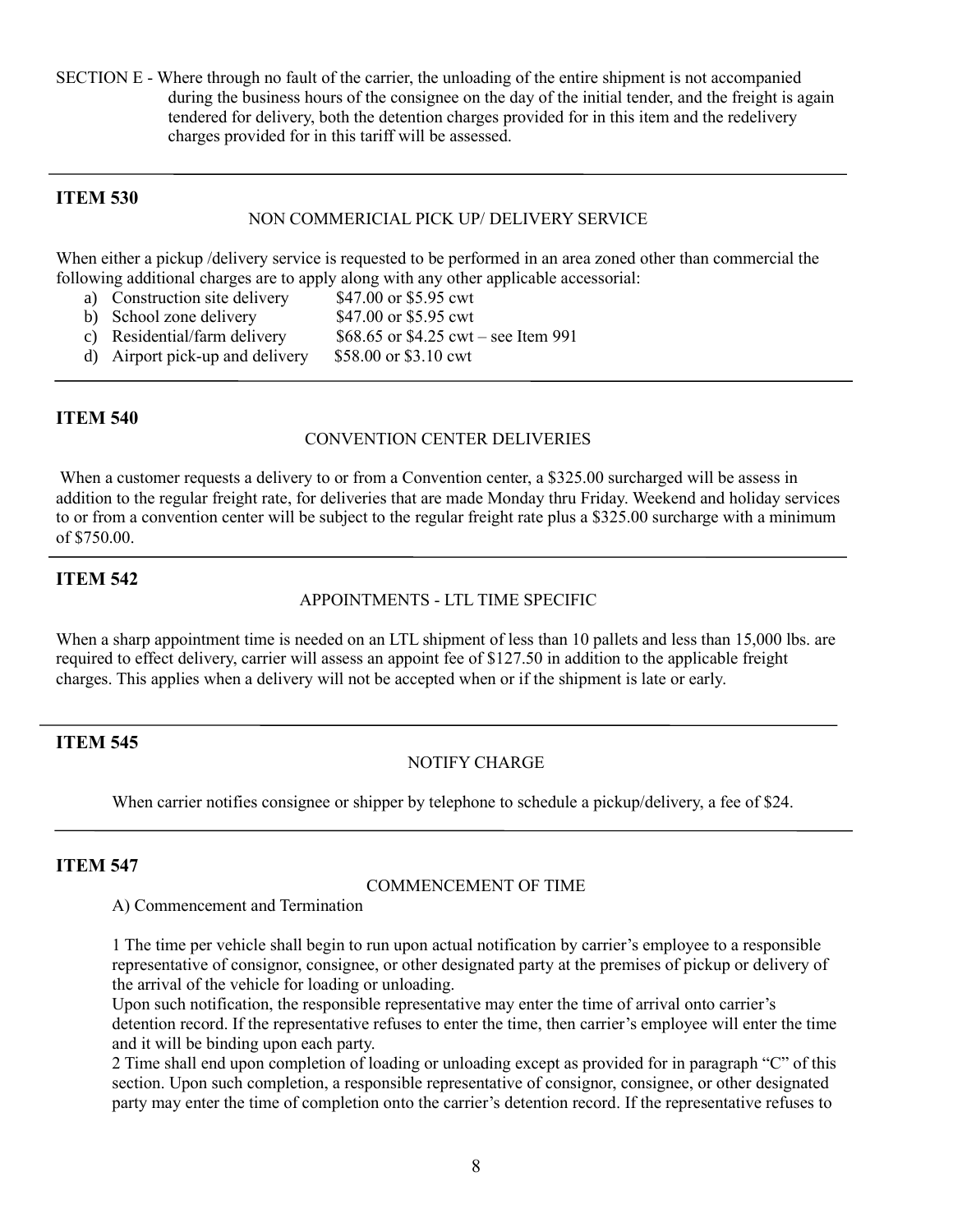SECTION E - Where through no fault of the carrier, the unloading of the entire shipment is not accompanied during the business hours of the consignee on the day of the initial tender, and the freight is again tendered for delivery, both the detention charges provided for in this item and the redelivery charges provided for in this tariff will be assessed.

---

## ITEM 530

NON COMMERICIAL PICK UP/ DELIVERY SERVICE

When either a pickup /delivery service is requested to be performed in an area zoned other than commercial the following additional charges are to apply along with any other applicable accessorial:

a) Construction site delivery — \$47.00 or \$5.95 cwt
b) School zone delivery — \$47.00 or \$5.95 cwt
c) Residential/farm delivery — \$68.65 or \$4.25 cwt – see Item 991
d) Airport pick-up and delivery — \$58.00 or \$3.10 cwt

---

## ITEM 540

CONVENTION CENTER DELIVERIES

When a customer requests a delivery to or from a Convention center, a \$325.00 surcharged will be assess in addition to the regular freight rate, for deliveries that are made Monday thru Friday. Weekend and holiday services to or from a convention center will be subject to the regular freight rate plus a \$325.00 surcharge with a minimum of \$750.00.

---

## ITEM 542

APPOINTMENTS - LTL TIME SPECIFIC

When a sharp appointment time is needed on an LTL shipment of less than 10 pallets and less than 15,000 lbs. are required to effect delivery, carrier will assess an appoint fee of \$127.50 in addition to the applicable freight charges. This applies when a delivery will not be accepted when or if the shipment is late or early.

---

## ITEM 545

NOTIFY CHARGE

When carrier notifies consignee or shipper by telephone to schedule a pickup/delivery, a fee of \$24.

---

## ITEM 547

COMMENCEMENT OF TIME

A) Commencement and Termination

1 The time per vehicle shall begin to run upon actual notification by carrier's employee to a responsible representative of consignor, consignee, or other designated party at the premises of pickup or delivery of the arrival of the vehicle for loading or unloading.
Upon such notification, the responsible representative may enter the time of arrival onto carrier's detention record. If the representative refuses to enter the time, then carrier's employee will enter the time and it will be binding upon each party.

2 Time shall end upon completion of loading or unloading except as provided for in paragraph "C" of this section. Upon such completion, a responsible representative of consignor, consignee, or other designated party may enter the time of completion onto the carrier's detention record. If the representative refuses to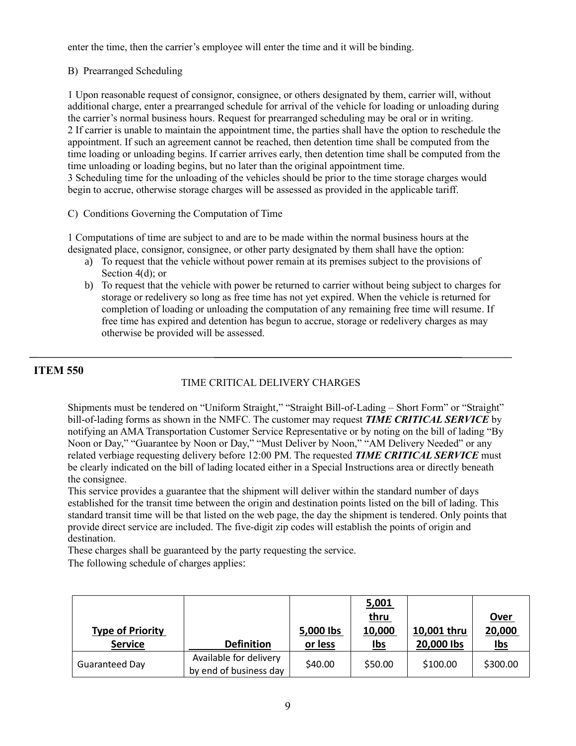enter the time, then the carrier's employee will enter the time and it will be binding.

B) Prearranged Scheduling

1 Upon reasonable request of consignor, consignee, or others designated by them, carrier will, without additional charge, enter a prearranged schedule for arrival of the vehicle for loading or unloading during the carrier's normal business hours. Request for prearranged scheduling may be oral or in writing.
2 If carrier is unable to maintain the appointment time, the parties shall have the option to reschedule the appointment. If such an agreement cannot be reached, then detention time shall be computed from the time loading or unloading begins. If carrier arrives early, then detention time shall be computed from the time unloading or loading begins, but no later than the original appointment time.
3 Scheduling time for the unloading of the vehicles should be prior to the time storage charges would begin to accrue, otherwise storage charges will be assessed as provided in the applicable tariff.

C) Conditions Governing the Computation of Time

1 Computations of time are subject to and are to be made within the normal business hours at the designated place, consignor, consignee, or other party designated by them shall have the option:

a) To request that the vehicle without power remain at its premises subject to the provisions of Section 4(d); or
b) To request that the vehicle with power be returned to carrier without being subject to charges for storage or redelivery so long as free time has not yet expired. When the vehicle is returned for completion of loading or unloading the computation of any remaining free time will resume. If free time has expired and detention has begun to accrue, storage or redelivery charges as may otherwise be provided will be assessed.

---

## ITEM 550

### TIME CRITICAL DELIVERY CHARGES

Shipments must be tendered on "Uniform Straight," "Straight Bill-of-Lading – Short Form" or "Straight" bill-of-lading forms as shown in the NMFC. The customer may request ***TIME CRITICAL SERVICE*** by notifying an AMA Transportation Customer Service Representative or by noting on the bill of lading "By Noon or Day," "Guarantee by Noon or Day," "Must Deliver by Noon," "AM Delivery Needed" or any related verbiage requesting delivery before 12:00 PM. The requested ***TIME CRITICAL SERVICE*** must be clearly indicated on the bill of lading located either in a Special Instructions area or directly beneath the consignee.

This service provides a guarantee that the shipment will deliver within the standard number of days established for the transit time between the origin and destination points listed on the bill of lading. This standard transit time will be that listed on the web page, the day the shipment is tendered. Only points that provide direct service are included. The five-digit zip codes will establish the points of origin and destination.

These charges shall be guaranteed by the party requesting the service.

The following schedule of charges applies:

| Type of Priority Service | Definition | 5,000 lbs or less | 5,001 thru 10,000 lbs | 10,001 thru 20,000 lbs | Over 20,000 lbs |
|---|---|---|---|---|---|
| Guaranteed Day | Available for delivery by end of business day | $40.00 | $50.00 | $100.00 | $300.00 |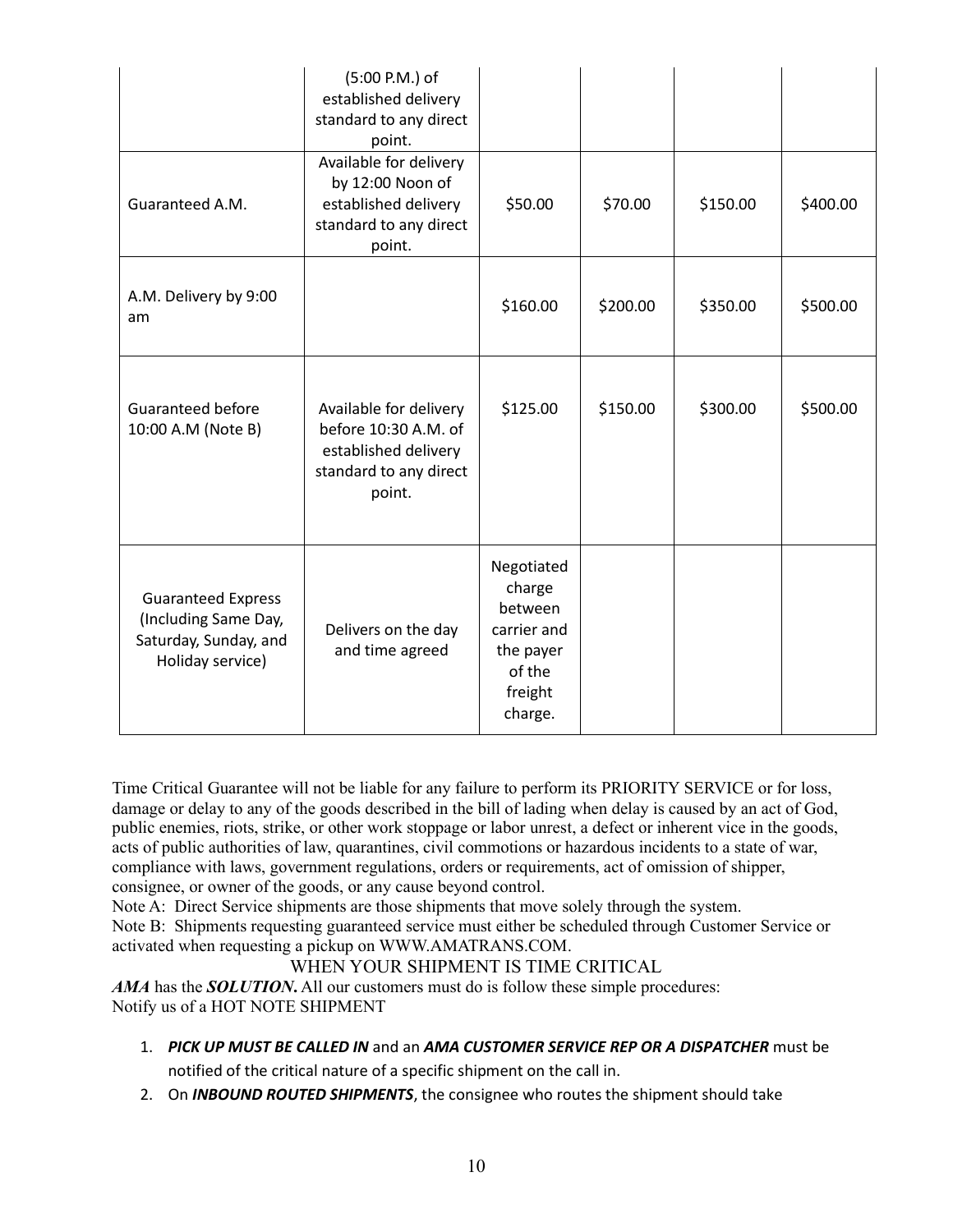|  | (5:00 P.M.) of established delivery standard to any direct point. |  |  |  |  |
| --- | --- | --- | --- | --- | --- |
| Guaranteed A.M. | Available for delivery by 12:00 Noon of established delivery standard to any direct point. | $50.00 | $70.00 | $150.00 | $400.00 |
| A.M. Delivery by 9:00 am |  | $160.00 | $200.00 | $350.00 | $500.00 |
| Guaranteed before 10:00 A.M (Note B) | Available for delivery before 10:30 A.M. of established delivery standard to any direct point. | $125.00 | $150.00 | $300.00 | $500.00 |
| Guaranteed Express (Including Same Day, Saturday, Sunday, and Holiday service) | Delivers on the day and time agreed | Negotiated charge between carrier and the payer of the freight charge. |  |  |  |

Time Critical Guarantee will not be liable for any failure to perform its PRIORITY SERVICE or for loss, damage or delay to any of the goods described in the bill of lading when delay is caused by an act of God, public enemies, riots, strike, or other work stoppage or labor unrest, a defect or inherent vice in the goods, acts of public authorities of law, quarantines, civil commotions or hazardous incidents to a state of war, compliance with laws, government regulations, orders or requirements, act of omission of shipper, consignee, or owner of the goods, or any cause beyond control.

Note A: Direct Service shipments are those shipments that move solely through the system.

Note B: Shipments requesting guaranteed service must either be scheduled through Customer Service or activated when requesting a pickup on WWW.AMATRANS.COM.

WHEN YOUR SHIPMENT IS TIME CRITICAL

***AMA*** has the ***SOLUTION.*** All our customers must do is follow these simple procedures:

Notify us of a HOT NOTE SHIPMENT

1. ***PICK UP MUST BE CALLED IN*** and an ***AMA CUSTOMER SERVICE REP OR A DISPATCHER*** must be notified of the critical nature of a specific shipment on the call in.
2. On ***INBOUND ROUTED SHIPMENTS***, the consignee who routes the shipment should take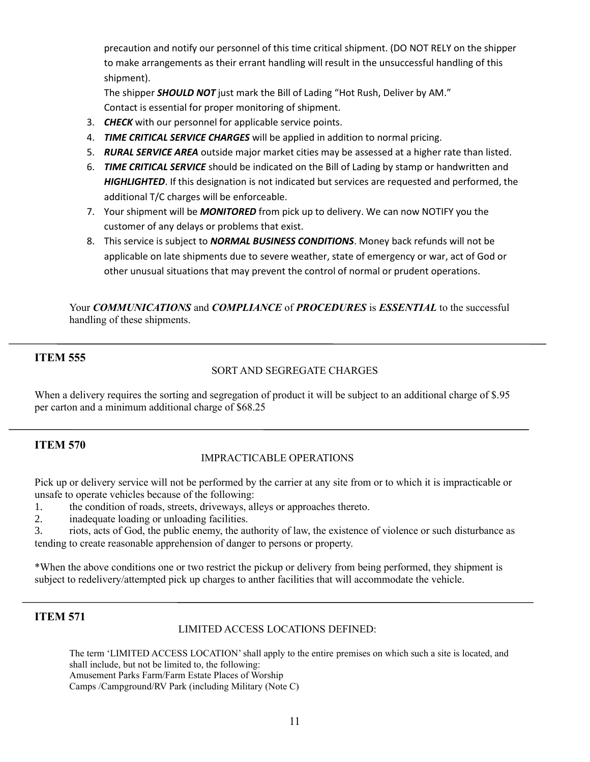precaution and notify our personnel of this time critical shipment. (DO NOT RELY on the shipper to make arrangements as their errant handling will result in the unsuccessful handling of this shipment).

The shipper ***SHOULD NOT*** just mark the Bill of Lading "Hot Rush, Deliver by AM."
Contact is essential for proper monitoring of shipment.

3. ***CHECK*** with our personnel for applicable service points.
4. ***TIME CRITICAL SERVICE CHARGES*** will be applied in addition to normal pricing.
5. ***RURAL SERVICE AREA*** outside major market cities may be assessed at a higher rate than listed.
6. ***TIME CRITICAL SERVICE*** should be indicated on the Bill of Lading by stamp or handwritten and ***HIGHLIGHTED***. If this designation is not indicated but services are requested and performed, the additional T/C charges will be enforceable.
7. Your shipment will be ***MONITORED*** from pick up to delivery. We can now NOTIFY you the customer of any delays or problems that exist.
8. This service is subject to ***NORMAL BUSINESS CONDITIONS***. Money back refunds will not be applicable on late shipments due to severe weather, state of emergency or war, act of God or other unusual situations that may prevent the control of normal or prudent operations.

Your ***COMMUNICATIONS*** and ***COMPLIANCE*** of ***PROCEDURES*** is ***ESSENTIAL*** to the successful handling of these shipments.

---

## ITEM 555

SORT AND SEGREGATE CHARGES

When a delivery requires the sorting and segregation of product it will be subject to an additional charge of $.95 per carton and a minimum additional charge of $68.25

---

## ITEM 570

IMPRACTICABLE OPERATIONS

Pick up or delivery service will not be performed by the carrier at any site from or to which it is impracticable or unsafe to operate vehicles because of the following:

1. the condition of roads, streets, driveways, alleys or approaches thereto.
2. inadequate loading or unloading facilities.
3. riots, acts of God, the public enemy, the authority of law, the existence of violence or such disturbance as tending to create reasonable apprehension of danger to persons or property.

*When the above conditions one or two restrict the pickup or delivery from being performed, they shipment is subject to redelivery/attempted pick up charges to anther facilities that will accommodate the vehicle.

---

## ITEM 571

LIMITED ACCESS LOCATIONS DEFINED:

The term 'LIMITED ACCESS LOCATION' shall apply to the entire premises on which such a site is located, and shall include, but not be limited to, the following:
Amusement Parks Farm/Farm Estate Places of Worship
Camps /Campground/RV Park (including Military (Note C)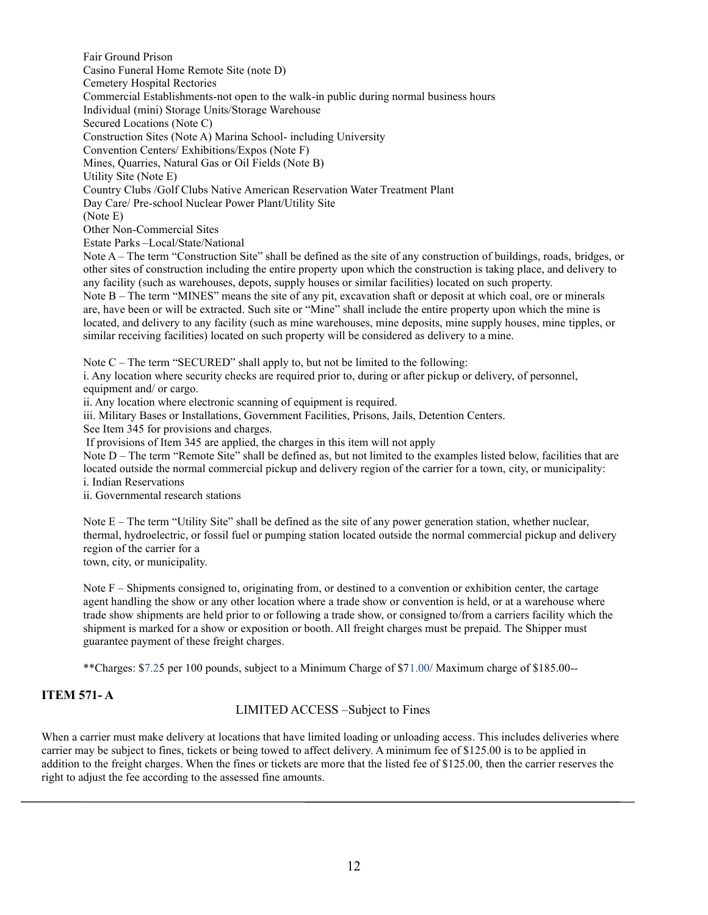Fair Ground Prison
Casino Funeral Home Remote Site (note D)
Cemetery Hospital Rectories
Commercial Establishments-not open to the walk-in public during normal business hours
Individual (mini) Storage Units/Storage Warehouse
Secured Locations (Note C)
Construction Sites (Note A) Marina School- including University
Convention Centers/ Exhibitions/Expos (Note F)
Mines, Quarries, Natural Gas or Oil Fields (Note B)
Utility Site (Note E)
Country Clubs /Golf Clubs Native American Reservation Water Treatment Plant
Day Care/ Pre-school Nuclear Power Plant/Utility Site
(Note E)
Other Non-Commercial Sites
Estate Parks –Local/State/National

Note A – The term "Construction Site" shall be defined as the site of any construction of buildings, roads, bridges, or other sites of construction including the entire property upon which the construction is taking place, and delivery to any facility (such as warehouses, depots, supply houses or similar facilities) located on such property.

Note B – The term "MINES" means the site of any pit, excavation shaft or deposit at which coal, ore or minerals are, have been or will be extracted. Such site or "Mine" shall include the entire property upon which the mine is located, and delivery to any facility (such as mine warehouses, mine deposits, mine supply houses, mine tipples, or similar receiving facilities) located on such property will be considered as delivery to a mine.

Note C – The term "SECURED" shall apply to, but not be limited to the following:

i. Any location where security checks are required prior to, during or after pickup or delivery, of personnel, equipment and/ or cargo.

ii. Any location where electronic scanning of equipment is required.

iii. Military Bases or Installations, Government Facilities, Prisons, Jails, Detention Centers.

See Item 345 for provisions and charges.

If provisions of Item 345 are applied, the charges in this item will not apply

Note D – The term "Remote Site" shall be defined as, but not limited to the examples listed below, facilities that are located outside the normal commercial pickup and delivery region of the carrier for a town, city, or municipality:

i. Indian Reservations

ii. Governmental research stations

Note E – The term "Utility Site" shall be defined as the site of any power generation station, whether nuclear, thermal, hydroelectric, or fossil fuel or pumping station located outside the normal commercial pickup and delivery region of the carrier for a
town, city, or municipality.

Note F – Shipments consigned to, originating from, or destined to a convention or exhibition center, the cartage agent handling the show or any other location where a trade show or convention is held, or at a warehouse where trade show shipments are held prior to or following a trade show, or consigned to/from a carriers facility which the shipment is marked for a show or exposition or booth. All freight charges must be prepaid. The Shipper must guarantee payment of these freight charges.

**Charges: $7.25 per 100 pounds, subject to a Minimum Charge of $71.00/ Maximum charge of $185.00--

## ITEM 571- A

LIMITED ACCESS –Subject to Fines

When a carrier must make delivery at locations that have limited loading or unloading access. This includes deliveries where carrier may be subject to fines, tickets or being towed to affect delivery. A minimum fee of $125.00 is to be applied in addition to the freight charges. When the fines or tickets are more that the listed fee of $125.00, then the carrier reserves the right to adjust the fee according to the assessed fine amounts.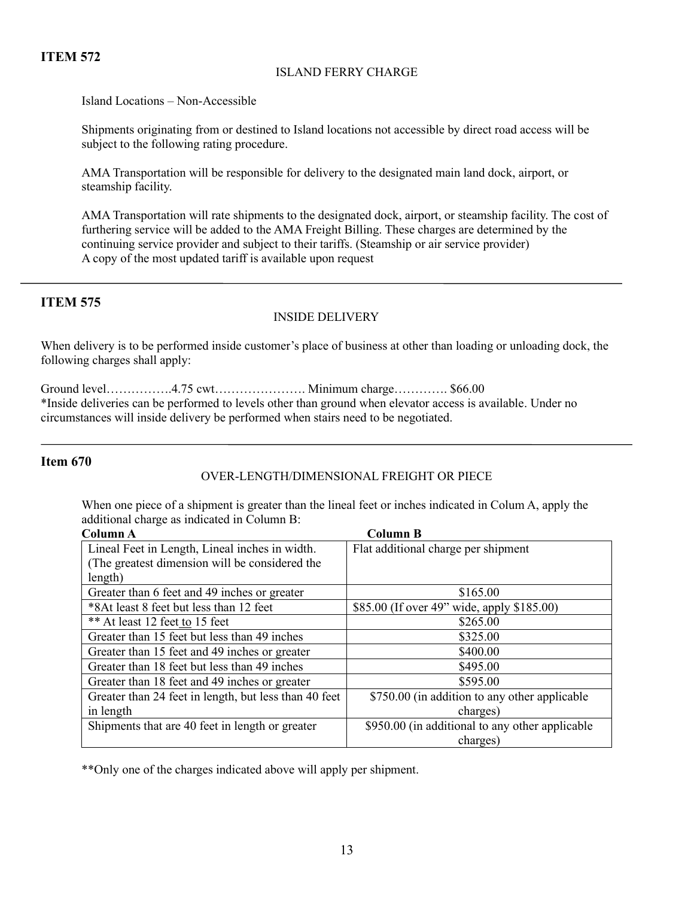## ITEM 572

ISLAND FERRY CHARGE

Island Locations – Non-Accessible

Shipments originating from or destined to Island locations not accessible by direct road access will be subject to the following rating procedure.

AMA Transportation will be responsible for delivery to the designated main land dock, airport, or steamship facility.

AMA Transportation will rate shipments to the designated dock, airport, or steamship facility. The cost of furthering service will be added to the AMA Freight Billing. These charges are determined by the continuing service provider and subject to their tariffs. (Steamship or air service provider)
A copy of the most updated tariff is available upon request

---

## ITEM 575

INSIDE DELIVERY

When delivery is to be performed inside customer's place of business at other than loading or unloading dock, the following charges shall apply:

Ground level…………….4.75 cwt…………………. Minimum charge…………. $66.00
*Inside deliveries can be performed to levels other than ground when elevator access is available. Under no circumstances will inside delivery be performed when stairs need to be negotiated.

---

## Item 670

OVER-LENGTH/DIMENSIONAL FREIGHT OR PIECE

When one piece of a shipment is greater than the lineal feet or inches indicated in Colum A, apply the additional charge as indicated in Column B:

| Column A | Column B |
|---|---|
| Lineal Feet in Length, Lineal inches in width. (The greatest dimension will be considered the length) | Flat additional charge per shipment |
| Greater than 6 feet and 49 inches or greater | $165.00 |
| *8At least 8 feet but less than 12 feet | $85.00 (If over 49" wide, apply $185.00) |
| ** At least 12 feet to 15 feet | $265.00 |
| Greater than 15 feet but less than 49 inches | $325.00 |
| Greater than 15 feet and 49 inches or greater | $400.00 |
| Greater than 18 feet but less than 49 inches | $495.00 |
| Greater than 18 feet and 49 inches or greater | $595.00 |
| Greater than 24 feet in length, but less than 40 feet in length | $750.00 (in addition to any other applicable charges) |
| Shipments that are 40 feet in length or greater | $950.00 (in additional to any other applicable charges) |

**Only one of the charges indicated above will apply per shipment.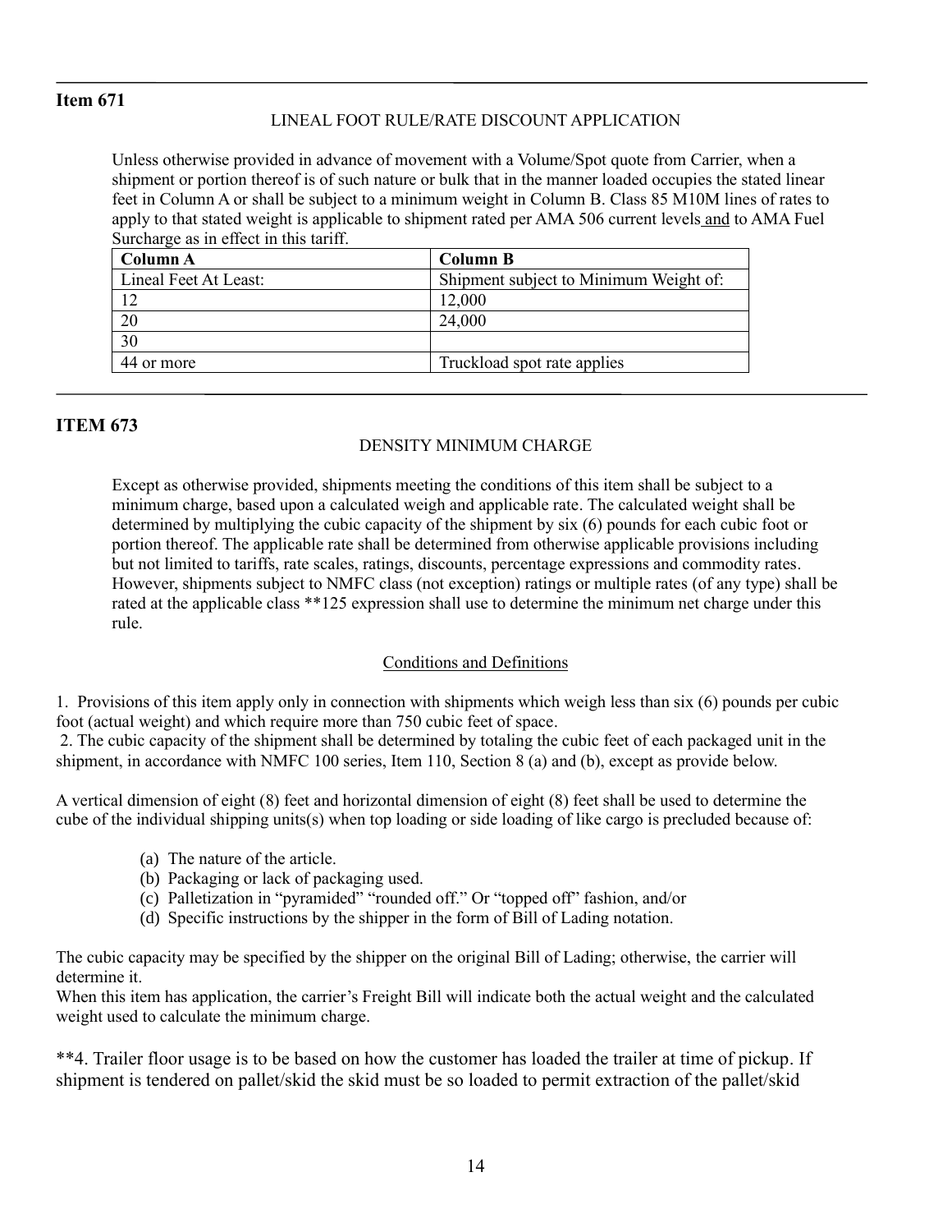## Item 671

LINEAL FOOT RULE/RATE DISCOUNT APPLICATION

Unless otherwise provided in advance of movement with a Volume/Spot quote from Carrier, when a shipment or portion thereof is of such nature or bulk that in the manner loaded occupies the stated linear feet in Column A or shall be subject to a minimum weight in Column B. Class 85 M10M lines of rates to apply to that stated weight is applicable to shipment rated per AMA 506 current levels and to AMA Fuel Surcharge as in effect in this tariff.

| **Column A** | **Column B** |
|---|---|
| Lineal Feet At Least: | Shipment subject to Minimum Weight of: |
| 12 | 12,000 |
| 20 | 24,000 |
| 30 | |
| 44 or more | Truckload spot rate applies |

## ITEM 673

DENSITY MINIMUM CHARGE

Except as otherwise provided, shipments meeting the conditions of this item shall be subject to a minimum charge, based upon a calculated weigh and applicable rate. The calculated weight shall be determined by multiplying the cubic capacity of the shipment by six (6) pounds for each cubic foot or portion thereof. The applicable rate shall be determined from otherwise applicable provisions including but not limited to tariffs, rate scales, ratings, discounts, percentage expressions and commodity rates. However, shipments subject to NMFC class (not exception) ratings or multiple rates (of any type) shall be rated at the applicable class **125 expression shall use to determine the minimum net charge under this rule.

Conditions and Definitions

1. Provisions of this item apply only in connection with shipments which weigh less than six (6) pounds per cubic foot (actual weight) and which require more than 750 cubic feet of space.
2. The cubic capacity of the shipment shall be determined by totaling the cubic feet of each packaged unit in the shipment, in accordance with NMFC 100 series, Item 110, Section 8 (a) and (b), except as provide below.

A vertical dimension of eight (8) feet and horizontal dimension of eight (8) feet shall be used to determine the cube of the individual shipping units(s) when top loading or side loading of like cargo is precluded because of:

(a) The nature of the article.
(b) Packaging or lack of packaging used.
(c) Palletization in "pyramided" "rounded off." Or "topped off" fashion, and/or
(d) Specific instructions by the shipper in the form of Bill of Lading notation.

The cubic capacity may be specified by the shipper on the original Bill of Lading; otherwise, the carrier will determine it.
When this item has application, the carrier's Freight Bill will indicate both the actual weight and the calculated weight used to calculate the minimum charge.

**4. Trailer floor usage is to be based on how the customer has loaded the trailer at time of pickup. If shipment is tendered on pallet/skid the skid must be so loaded to permit extraction of the pallet/skid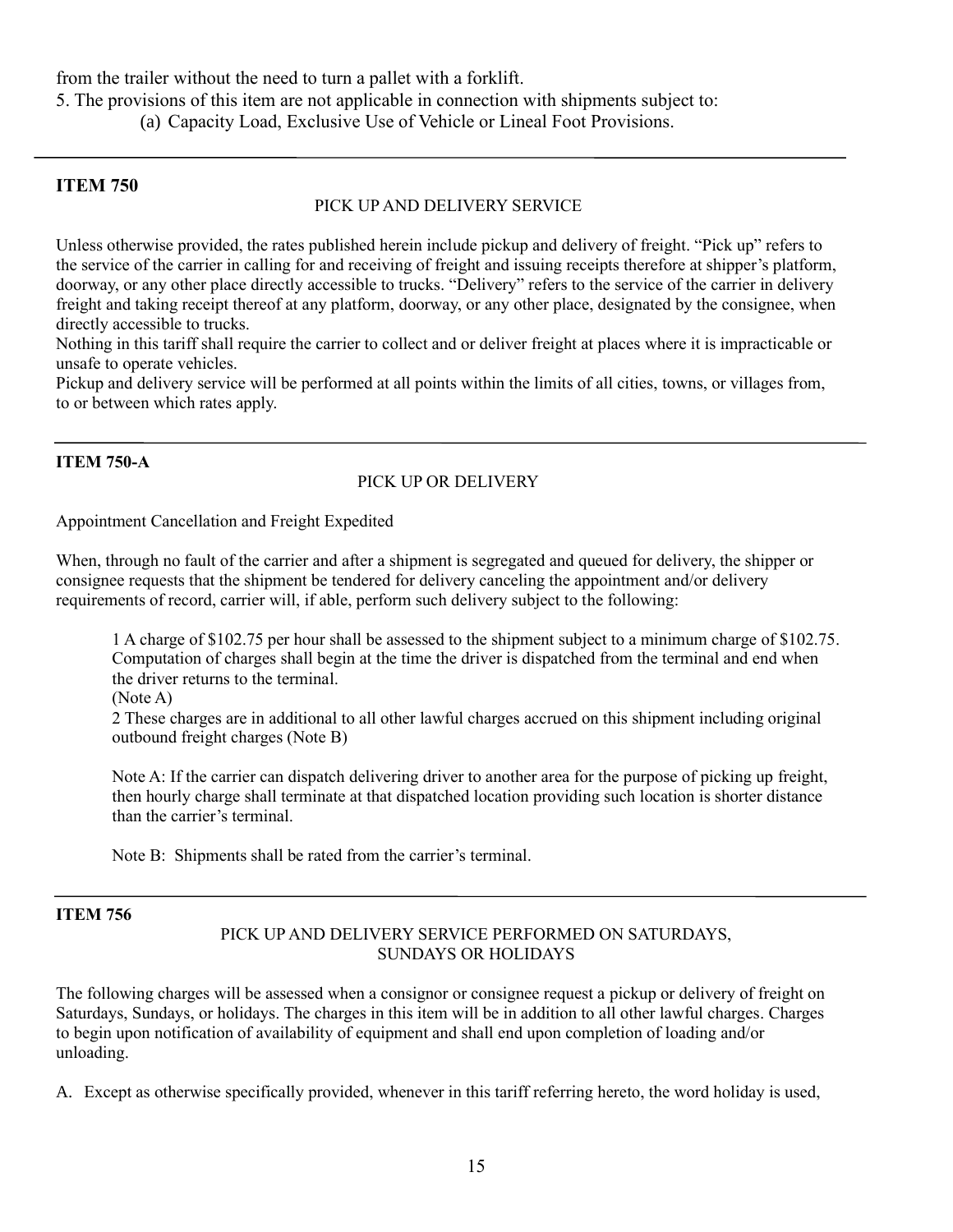from the trailer without the need to turn a pallet with a forklift.

5. The provisions of this item are not applicable in connection with shipments subject to:
    (a) Capacity Load, Exclusive Use of Vehicle or Lineal Foot Provisions.

---

**ITEM 750**

PICK UP AND DELIVERY SERVICE

Unless otherwise provided, the rates published herein include pickup and delivery of freight. "Pick up" refers to the service of the carrier in calling for and receiving of freight and issuing receipts therefore at shipper's platform, doorway, or any other place directly accessible to trucks. "Delivery" refers to the service of the carrier in delivery freight and taking receipt thereof at any platform, doorway, or any other place, designated by the consignee, when directly accessible to trucks.

Nothing in this tariff shall require the carrier to collect and or deliver freight at places where it is impracticable or unsafe to operate vehicles.

Pickup and delivery service will be performed at all points within the limits of all cities, towns, or villages from, to or between which rates apply.

---

**ITEM 750-A**

PICK UP OR DELIVERY

Appointment Cancellation and Freight Expedited

When, through no fault of the carrier and after a shipment is segregated and queued for delivery, the shipper or consignee requests that the shipment be tendered for delivery canceling the appointment and/or delivery requirements of record, carrier will, if able, perform such delivery subject to the following:

1 A charge of $102.75 per hour shall be assessed to the shipment subject to a minimum charge of $102.75. Computation of charges shall begin at the time the driver is dispatched from the terminal and end when the driver returns to the terminal.
(Note A)

2 These charges are in additional to all other lawful charges accrued on this shipment including original outbound freight charges (Note B)

Note A: If the carrier can dispatch delivering driver to another area for the purpose of picking up freight, then hourly charge shall terminate at that dispatched location providing such location is shorter distance than the carrier's terminal.

Note B: Shipments shall be rated from the carrier's terminal.

---

**ITEM 756**

PICK UP AND DELIVERY SERVICE PERFORMED ON SATURDAYS,
SUNDAYS OR HOLIDAYS

The following charges will be assessed when a consignor or consignee request a pickup or delivery of freight on Saturdays, Sundays, or holidays. The charges in this item will be in addition to all other lawful charges. Charges to begin upon notification of availability of equipment and shall end upon completion of loading and/or unloading.

A. Except as otherwise specifically provided, whenever in this tariff referring hereto, the word holiday is used,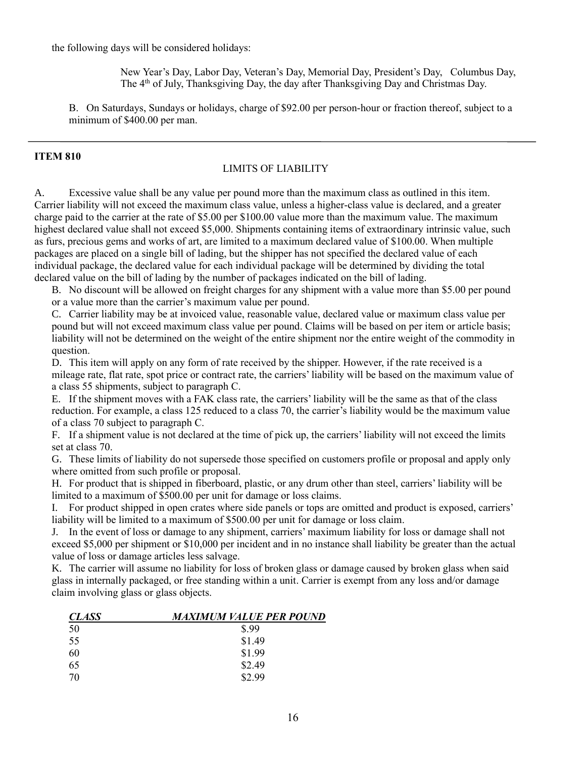the following days will be considered holidays:

> New Year's Day, Labor Day, Veteran's Day, Memorial Day, President's Day, Columbus Day, The 4th of July, Thanksgiving Day, the day after Thanksgiving Day and Christmas Day.

B. On Saturdays, Sundays or holidays, charge of $92.00 per person-hour or fraction thereof, subject to a minimum of $400.00 per man.

---

**ITEM 810**

LIMITS OF LIABILITY

A. Excessive value shall be any value per pound more than the maximum class as outlined in this item. Carrier liability will not exceed the maximum class value, unless a higher-class value is declared, and a greater charge paid to the carrier at the rate of $5.00 per $100.00 value more than the maximum value. The maximum highest declared value shall not exceed $5,000. Shipments containing items of extraordinary intrinsic value, such as furs, precious gems and works of art, are limited to a maximum declared value of $100.00. When multiple packages are placed on a single bill of lading, but the shipper has not specified the declared value of each individual package, the declared value for each individual package will be determined by dividing the total declared value on the bill of lading by the number of packages indicated on the bill of lading.

B. No discount will be allowed on freight charges for any shipment with a value more than $5.00 per pound or a value more than the carrier's maximum value per pound.

C. Carrier liability may be at invoiced value, reasonable value, declared value or maximum class value per pound but will not exceed maximum class value per pound. Claims will be based on per item or article basis; liability will not be determined on the weight of the entire shipment nor the entire weight of the commodity in question.

D. This item will apply on any form of rate received by the shipper. However, if the rate received is a mileage rate, flat rate, spot price or contract rate, the carriers' liability will be based on the maximum value of a class 55 shipments, subject to paragraph C.

E. If the shipment moves with a FAK class rate, the carriers' liability will be the same as that of the class reduction. For example, a class 125 reduced to a class 70, the carrier's liability would be the maximum value of a class 70 subject to paragraph C.

F. If a shipment value is not declared at the time of pick up, the carriers' liability will not exceed the limits set at class 70.

G. These limits of liability do not supersede those specified on customers profile or proposal and apply only where omitted from such profile or proposal.

H. For product that is shipped in fiberboard, plastic, or any drum other than steel, carriers' liability will be limited to a maximum of $500.00 per unit for damage or loss claims.

I. For product shipped in open crates where side panels or tops are omitted and product is exposed, carriers' liability will be limited to a maximum of $500.00 per unit for damage or loss claim.

J. In the event of loss or damage to any shipment, carriers' maximum liability for loss or damage shall not exceed $5,000 per shipment or $10,000 per incident and in no instance shall liability be greater than the actual value of loss or damage articles less salvage.

K. The carrier will assume no liability for loss of broken glass or damage caused by broken glass when said glass in internally packaged, or free standing within a unit. Carrier is exempt from any loss and/or damage claim involving glass or glass objects.

| ***CLASS*** | ***MAXIMUM VALUE PER POUND*** |
|---|---|
| 50 | $.99 |
| 55 | $1.49 |
| 60 | $1.99 |
| 65 | $2.49 |
| 70 | $2.99 |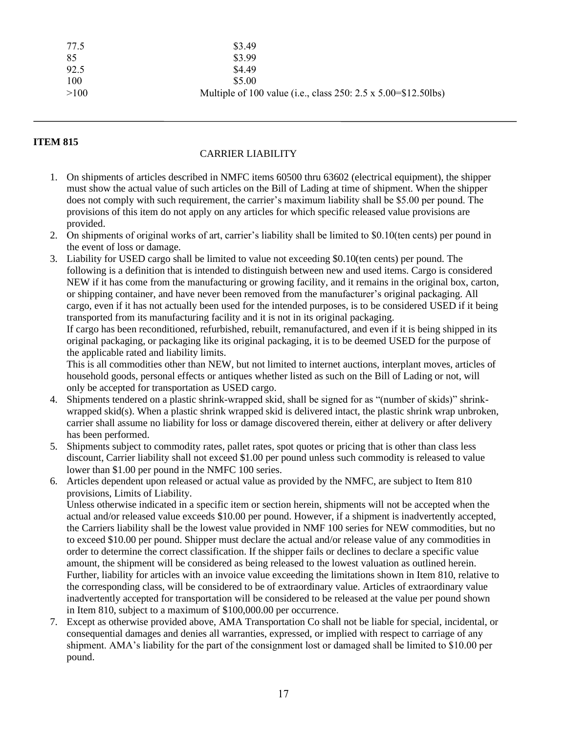| | |
|---|---|
| 77.5 | $3.49 |
| 85 | $3.99 |
| 92.5 | $4.49 |
| 100 | $5.00 |
| >100 | Multiple of 100 value (i.e., class 250: 2.5 x 5.00=$12.50lbs) |

---

**ITEM 815**

CARRIER LIABILITY

1. On shipments of articles described in NMFC items 60500 thru 63602 (electrical equipment), the shipper must show the actual value of such articles on the Bill of Lading at time of shipment. When the shipper does not comply with such requirement, the carrier's maximum liability shall be $5.00 per pound. The provisions of this item do not apply on any articles for which specific released value provisions are provided.
2. On shipments of original works of art, carrier's liability shall be limited to $0.10(ten cents) per pound in the event of loss or damage.
3. Liability for USED cargo shall be limited to value not exceeding $0.10(ten cents) per pound. The following is a definition that is intended to distinguish between new and used items. Cargo is considered NEW if it has come from the manufacturing or growing facility, and it remains in the original box, carton, or shipping container, and have never been removed from the manufacturer's original packaging. All cargo, even if it has not actually been used for the intended purposes, is to be considered USED if it being transported from its manufacturing facility and it is not in its original packaging.
   If cargo has been reconditioned, refurbished, rebuilt, remanufactured, and even if it is being shipped in its original packaging, or packaging like its original packaging, it is to be deemed USED for the purpose of the applicable rated and liability limits.
   This is all commodities other than NEW, but not limited to internet auctions, interplant moves, articles of household goods, personal effects or antiques whether listed as such on the Bill of Lading or not, will only be accepted for transportation as USED cargo.
4. Shipments tendered on a plastic shrink-wrapped skid, shall be signed for as "(number of skids)" shrink-wrapped skid(s). When a plastic shrink wrapped skid is delivered intact, the plastic shrink wrap unbroken, carrier shall assume no liability for loss or damage discovered therein, either at delivery or after delivery has been performed.
5. Shipments subject to commodity rates, pallet rates, spot quotes or pricing that is other than class less discount, Carrier liability shall not exceed $1.00 per pound unless such commodity is released to value lower than $1.00 per pound in the NMFC 100 series.
6. Articles dependent upon released or actual value as provided by the NMFC, are subject to Item 810 provisions, Limits of Liability.
   Unless otherwise indicated in a specific item or section herein, shipments will not be accepted when the actual and/or released value exceeds $10.00 per pound. However, if a shipment is inadvertently accepted, the Carriers liability shall be the lowest value provided in NMF 100 series for NEW commodities, but no to exceed $10.00 per pound. Shipper must declare the actual and/or release value of any commodities in order to determine the correct classification. If the shipper fails or declines to declare a specific value amount, the shipment will be considered as being released to the lowest valuation as outlined herein. Further, liability for articles with an invoice value exceeding the limitations shown in Item 810, relative to the corresponding class, will be considered to be of extraordinary value. Articles of extraordinary value inadvertently accepted for transportation will be considered to be released at the value per pound shown in Item 810, subject to a maximum of $100,000.00 per occurrence.
7. Except as otherwise provided above, AMA Transportation Co shall not be liable for special, incidental, or consequential damages and denies all warranties, expressed, or implied with respect to carriage of any shipment. AMA's liability for the part of the consignment lost or damaged shall be limited to $10.00 per pound.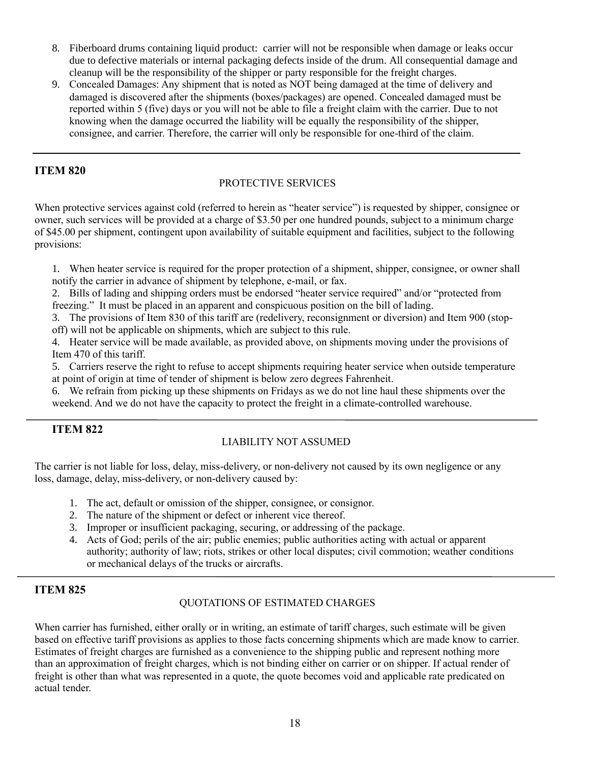8. Fiberboard drums containing liquid product: carrier will not be responsible when damage or leaks occur due to defective materials or internal packaging defects inside of the drum. All consequential damage and cleanup will be the responsibility of the shipper or party responsible for the freight charges.
9. Concealed Damages: Any shipment that is noted as NOT being damaged at the time of delivery and damaged is discovered after the shipments (boxes/packages) are opened. Concealed damaged must be reported within 5 (five) days or you will not be able to file a freight claim with the carrier. Due to not knowing when the damage occurred the liability will be equally the responsibility of the shipper, consignee, and carrier. Therefore, the carrier will only be responsible for one-third of the claim.

---

**ITEM 820**

PROTECTIVE SERVICES

When protective services against cold (referred to herein as "heater service") is requested by shipper, consignee or owner, such services will be provided at a charge of $3.50 per one hundred pounds, subject to a minimum charge of $45.00 per shipment, contingent upon availability of suitable equipment and facilities, subject to the following provisions:

1. When heater service is required for the proper protection of a shipment, shipper, consignee, or owner shall notify the carrier in advance of shipment by telephone, e-mail, or fax.
2. Bills of lading and shipping orders must be endorsed "heater service required" and/or "protected from freezing." It must be placed in an apparent and conspicuous position on the bill of lading.
3. The provisions of Item 830 of this tariff are (redelivery, reconsignment or diversion) and Item 900 (stop-off) will not be applicable on shipments, which are subject to this rule.
4. Heater service will be made available, as provided above, on shipments moving under the provisions of Item 470 of this tariff.
5. Carriers reserve the right to refuse to accept shipments requiring heater service when outside temperature at point of origin at time of tender of shipment is below zero degrees Fahrenheit.
6. We refrain from picking up these shipments on Fridays as we do not line haul these shipments over the weekend. And we do not have the capacity to protect the freight in a climate-controlled warehouse.

---

**ITEM 822**

LIABILITY NOT ASSUMED

The carrier is not liable for loss, delay, miss-delivery, or non-delivery not caused by its own negligence or any loss, damage, delay, miss-delivery, or non-delivery caused by:

1. The act, default or omission of the shipper, consignee, or consignor.
2. The nature of the shipment or defect or inherent vice thereof.
3. Improper or insufficient packaging, securing, or addressing of the package.
4. Acts of God; perils of the air; public enemies; public authorities acting with actual or apparent authority; authority of law; riots, strikes or other local disputes; civil commotion; weather conditions or mechanical delays of the trucks or aircrafts.

---

**ITEM 825**

QUOTATIONS OF ESTIMATED CHARGES

When carrier has furnished, either orally or in writing, an estimate of tariff charges, such estimate will be given based on effective tariff provisions as applies to those facts concerning shipments which are made know to carrier. Estimates of freight charges are furnished as a convenience to the shipping public and represent nothing more than an approximation of freight charges, which is not binding either on carrier or on shipper. If actual render of freight is other than what was represented in a quote, the quote becomes void and applicable rate predicated on actual tender.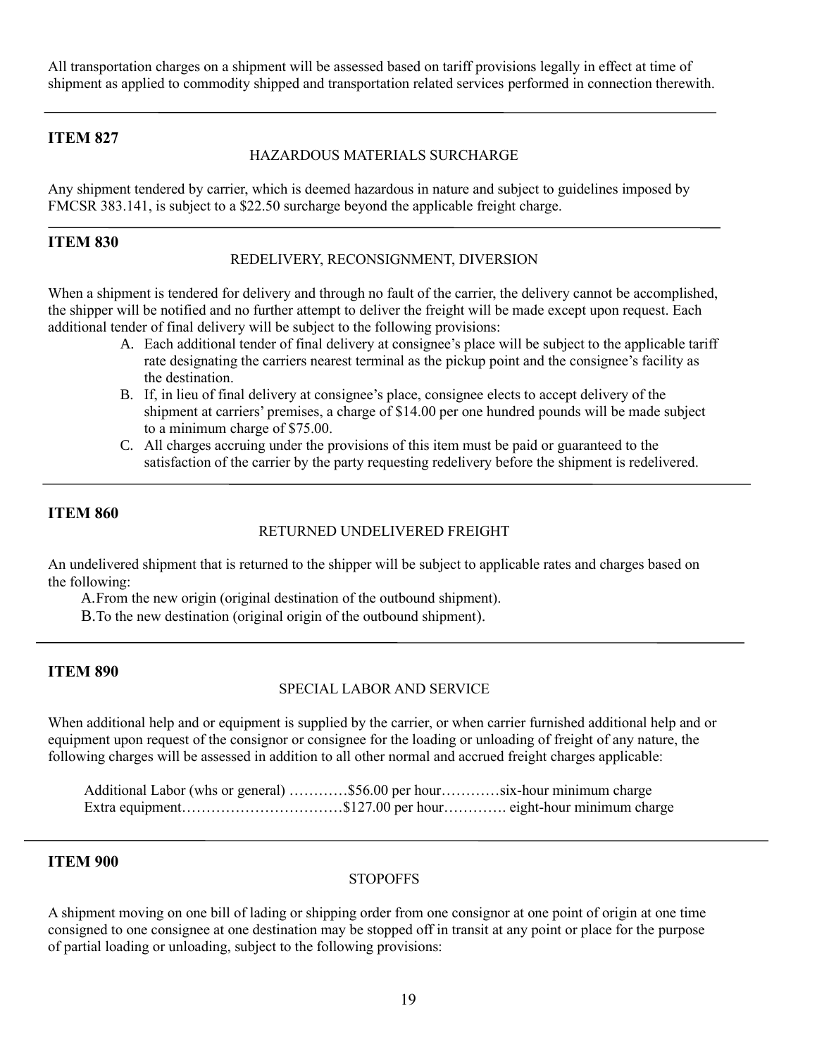All transportation charges on a shipment will be assessed based on tariff provisions legally in effect at time of shipment as applied to commodity shipped and transportation related services performed in connection therewith.

---

## ITEM 827

### HAZARDOUS MATERIALS SURCHARGE

Any shipment tendered by carrier, which is deemed hazardous in nature and subject to guidelines imposed by FMCSR 383.141, is subject to a $22.50 surcharge beyond the applicable freight charge.

---

## ITEM 830

### REDELIVERY, RECONSIGNMENT, DIVERSION

When a shipment is tendered for delivery and through no fault of the carrier, the delivery cannot be accomplished, the shipper will be notified and no further attempt to deliver the freight will be made except upon request. Each additional tender of final delivery will be subject to the following provisions:

A. Each additional tender of final delivery at consignee's place will be subject to the applicable tariff rate designating the carriers nearest terminal as the pickup point and the consignee's facility as the destination.

B. If, in lieu of final delivery at consignee's place, consignee elects to accept delivery of the shipment at carriers' premises, a charge of $14.00 per one hundred pounds will be made subject to a minimum charge of $75.00.

C. All charges accruing under the provisions of this item must be paid or guaranteed to the satisfaction of the carrier by the party requesting redelivery before the shipment is redelivered.

---

## ITEM 860

### RETURNED UNDELIVERED FREIGHT

An undelivered shipment that is returned to the shipper will be subject to applicable rates and charges based on the following:

A. From the new origin (original destination of the outbound shipment).

B. To the new destination (original origin of the outbound shipment).

---

## ITEM 890

### SPECIAL LABOR AND SERVICE

When additional help and or equipment is supplied by the carrier, or when carrier furnished additional help and or equipment upon request of the consignor or consignee for the loading or unloading of freight of any nature, the following charges will be assessed in addition to all other normal and accrued freight charges applicable:

Additional Labor (whs or general) …………$56.00 per hour…………six-hour minimum charge
Extra equipment……………………………$127.00 per hour…………. eight-hour minimum charge

---

## ITEM 900

### STOPOFFS

A shipment moving on one bill of lading or shipping order from one consignor at one point of origin at one time consigned to one consignee at one destination may be stopped off in transit at any point or place for the purpose of partial loading or unloading, subject to the following provisions: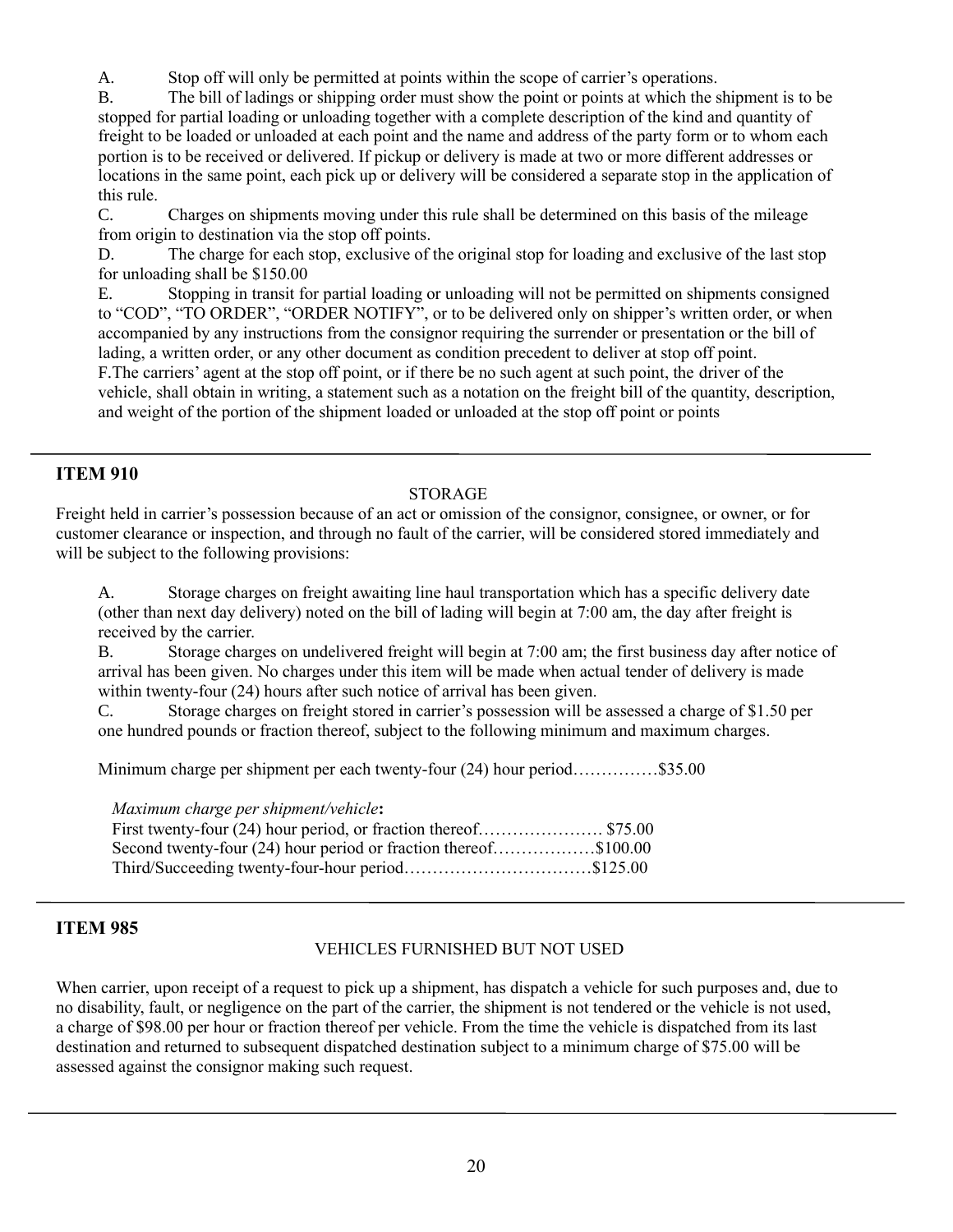A. Stop off will only be permitted at points within the scope of carrier's operations.

B. The bill of ladings or shipping order must show the point or points at which the shipment is to be stopped for partial loading or unloading together with a complete description of the kind and quantity of freight to be loaded or unloaded at each point and the name and address of the party form or to whom each portion is to be received or delivered. If pickup or delivery is made at two or more different addresses or locations in the same point, each pick up or delivery will be considered a separate stop in the application of this rule.

C. Charges on shipments moving under this rule shall be determined on this basis of the mileage from origin to destination via the stop off points.

D. The charge for each stop, exclusive of the original stop for loading and exclusive of the last stop for unloading shall be $150.00

E. Stopping in transit for partial loading or unloading will not be permitted on shipments consigned to "COD", "TO ORDER", "ORDER NOTIFY", or to be delivered only on shipper's written order, or when accompanied by any instructions from the consignor requiring the surrender or presentation or the bill of lading, a written order, or any other document as condition precedent to deliver at stop off point.

F. The carriers' agent at the stop off point, or if there be no such agent at such point, the driver of the vehicle, shall obtain in writing, a statement such as a notation on the freight bill of the quantity, description, and weight of the portion of the shipment loaded or unloaded at the stop off point or points

---

## ITEM 910

### STORAGE

Freight held in carrier's possession because of an act or omission of the consignor, consignee, or owner, or for customer clearance or inspection, and through no fault of the carrier, will be considered stored immediately and will be subject to the following provisions:

A. Storage charges on freight awaiting line haul transportation which has a specific delivery date (other than next day delivery) noted on the bill of lading will begin at 7:00 am, the day after freight is received by the carrier.

B. Storage charges on undelivered freight will begin at 7:00 am; the first business day after notice of arrival has been given. No charges under this item will be made when actual tender of delivery is made within twenty-four (24) hours after such notice of arrival has been given.

C. Storage charges on freight stored in carrier's possession will be assessed a charge of $1.50 per one hundred pounds or fraction thereof, subject to the following minimum and maximum charges.

Minimum charge per shipment per each twenty-four (24) hour period……………$35.00

*Maximum charge per shipment/vehicle***:**

First twenty-four (24) hour period, or fraction thereof…………………. $75.00
Second twenty-four (24) hour period or fraction thereof………………$100.00
Third/Succeeding twenty-four-hour period……………………………$125.00

---

## ITEM 985

### VEHICLES FURNISHED BUT NOT USED

When carrier, upon receipt of a request to pick up a shipment, has dispatch a vehicle for such purposes and, due to no disability, fault, or negligence on the part of the carrier, the shipment is not tendered or the vehicle is not used, a charge of $98.00 per hour or fraction thereof per vehicle. From the time the vehicle is dispatched from its last destination and returned to subsequent dispatched destination subject to a minimum charge of $75.00 will be assessed against the consignor making such request.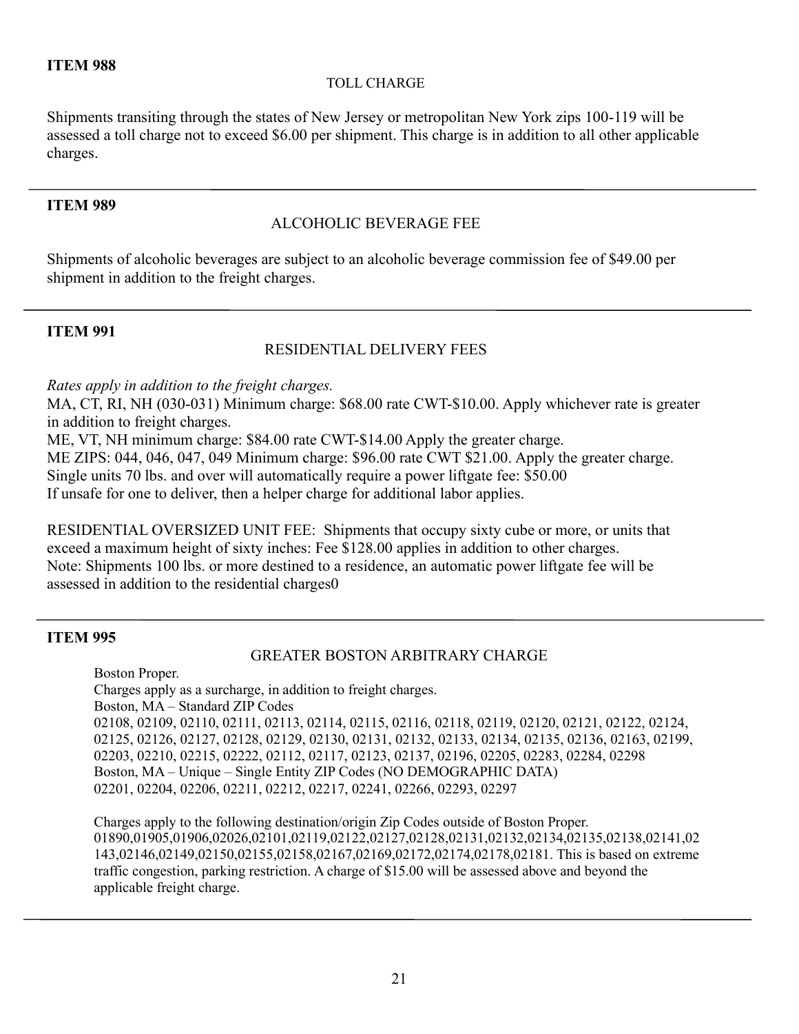**ITEM 988**

TOLL CHARGE

Shipments transiting through the states of New Jersey or metropolitan New York zips 100-119 will be assessed a toll charge not to exceed $6.00 per shipment. This charge is in addition to all other applicable charges.

---

**ITEM 989**

ALCOHOLIC BEVERAGE FEE

Shipments of alcoholic beverages are subject to an alcoholic beverage commission fee of $49.00 per shipment in addition to the freight charges.

---

**ITEM 991**

RESIDENTIAL DELIVERY FEES

*Rates apply in addition to the freight charges.*
MA, CT, RI, NH (030-031) Minimum charge: $68.00 rate CWT-$10.00. Apply whichever rate is greater in addition to freight charges.
ME, VT, NH minimum charge: $84.00 rate CWT-$14.00 Apply the greater charge.
ME ZIPS: 044, 046, 047, 049 Minimum charge: $96.00 rate CWT $21.00. Apply the greater charge.
Single units 70 lbs. and over will automatically require a power liftgate fee: $50.00
If unsafe for one to deliver, then a helper charge for additional labor applies.

RESIDENTIAL OVERSIZED UNIT FEE: Shipments that occupy sixty cube or more, or units that exceed a maximum height of sixty inches: Fee $128.00 applies in addition to other charges.
Note: Shipments 100 lbs. or more destined to a residence, an automatic power liftgate fee will be assessed in addition to the residential charges0

---

**ITEM 995**

GREATER BOSTON ARBITRARY CHARGE

Boston Proper.
Charges apply as a surcharge, in addition to freight charges.
Boston, MA – Standard ZIP Codes
02108, 02109, 02110, 02111, 02113, 02114, 02115, 02116, 02118, 02119, 02120, 02121, 02122, 02124, 02125, 02126, 02127, 02128, 02129, 02130, 02131, 02132, 02133, 02134, 02135, 02136, 02163, 02199, 02203, 02210, 02215, 02222, 02112, 02117, 02123, 02137, 02196, 02205, 02283, 02284, 02298
Boston, MA – Unique – Single Entity ZIP Codes (NO DEMOGRAPHIC DATA)
02201, 02204, 02206, 02211, 02212, 02217, 02241, 02266, 02293, 02297

Charges apply to the following destination/origin Zip Codes outside of Boston Proper.
01890,01905,01906,02026,02101,02119,02122,02127,02128,02131,02132,02134,02135,02138,02141,02143,02146,02149,02150,02155,02158,02167,02169,02172,02174,02178,02181. This is based on extreme traffic congestion, parking restriction. A charge of $15.00 will be assessed above and beyond the applicable freight charge.

---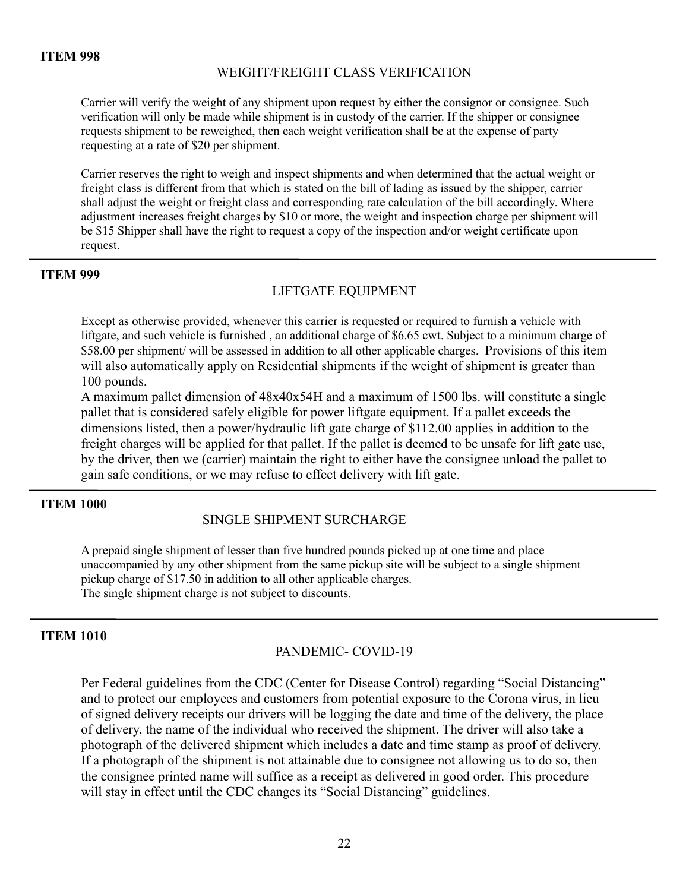**ITEM 998**

## WEIGHT/FREIGHT CLASS VERIFICATION

Carrier will verify the weight of any shipment upon request by either the consignor or consignee. Such verification will only be made while shipment is in custody of the carrier. If the shipper or consignee requests shipment to be reweighed, then each weight verification shall be at the expense of party requesting at a rate of $20 per shipment.

Carrier reserves the right to weigh and inspect shipments and when determined that the actual weight or freight class is different from that which is stated on the bill of lading as issued by the shipper, carrier shall adjust the weight or freight class and corresponding rate calculation of the bill accordingly. Where adjustment increases freight charges by $10 or more, the weight and inspection charge per shipment will be $15 Shipper shall have the right to request a copy of the inspection and/or weight certificate upon request.

---

**ITEM 999**

## LIFTGATE EQUIPMENT

Except as otherwise provided, whenever this carrier is requested or required to furnish a vehicle with liftgate, and such vehicle is furnished , an additional charge of $6.65 cwt. Subject to a minimum charge of $58.00 per shipment/ will be assessed in addition to all other applicable charges. Provisions of this item will also automatically apply on Residential shipments if the weight of shipment is greater than 100 pounds.

A maximum pallet dimension of 48x40x54H and a maximum of 1500 lbs. will constitute a single pallet that is considered safely eligible for power liftgate equipment. If a pallet exceeds the dimensions listed, then a power/hydraulic lift gate charge of $112.00 applies in addition to the freight charges will be applied for that pallet. If the pallet is deemed to be unsafe for lift gate use, by the driver, then we (carrier) maintain the right to either have the consignee unload the pallet to gain safe conditions, or we may refuse to effect delivery with lift gate.

---

**ITEM 1000**

## SINGLE SHIPMENT SURCHARGE

A prepaid single shipment of lesser than five hundred pounds picked up at one time and place unaccompanied by any other shipment from the same pickup site will be subject to a single shipment pickup charge of $17.50 in addition to all other applicable charges.
The single shipment charge is not subject to discounts.

---

**ITEM 1010**

## PANDEMIC- COVID-19

Per Federal guidelines from the CDC (Center for Disease Control) regarding "Social Distancing" and to protect our employees and customers from potential exposure to the Corona virus, in lieu of signed delivery receipts our drivers will be logging the date and time of the delivery, the place of delivery, the name of the individual who received the shipment. The driver will also take a photograph of the delivered shipment which includes a date and time stamp as proof of delivery. If a photograph of the shipment is not attainable due to consignee not allowing us to do so, then the consignee printed name will suffice as a receipt as delivered in good order. This procedure will stay in effect until the CDC changes its "Social Distancing" guidelines.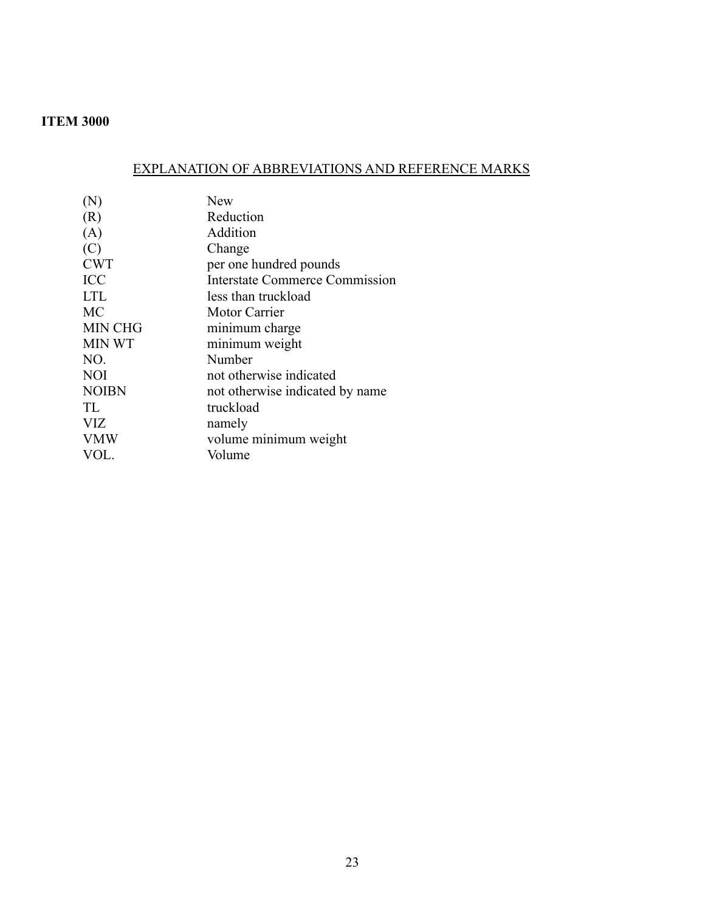**ITEM 3000**

EXPLANATION OF ABBREVIATIONS AND REFERENCE MARKS

| | |
|---|---|
| (N) | New |
| (R) | Reduction |
| (A) | Addition |
| (C) | Change |
| CWT | per one hundred pounds |
| ICC | Interstate Commerce Commission |
| LTL | less than truckload |
| MC | Motor Carrier |
| MIN CHG | minimum charge |
| MIN WT | minimum weight |
| NO. | Number |
| NOI | not otherwise indicated |
| NOIBN | not otherwise indicated by name |
| TL | truckload |
| VIZ | namely |
| VMW | volume minimum weight |
| VOL. | Volume |